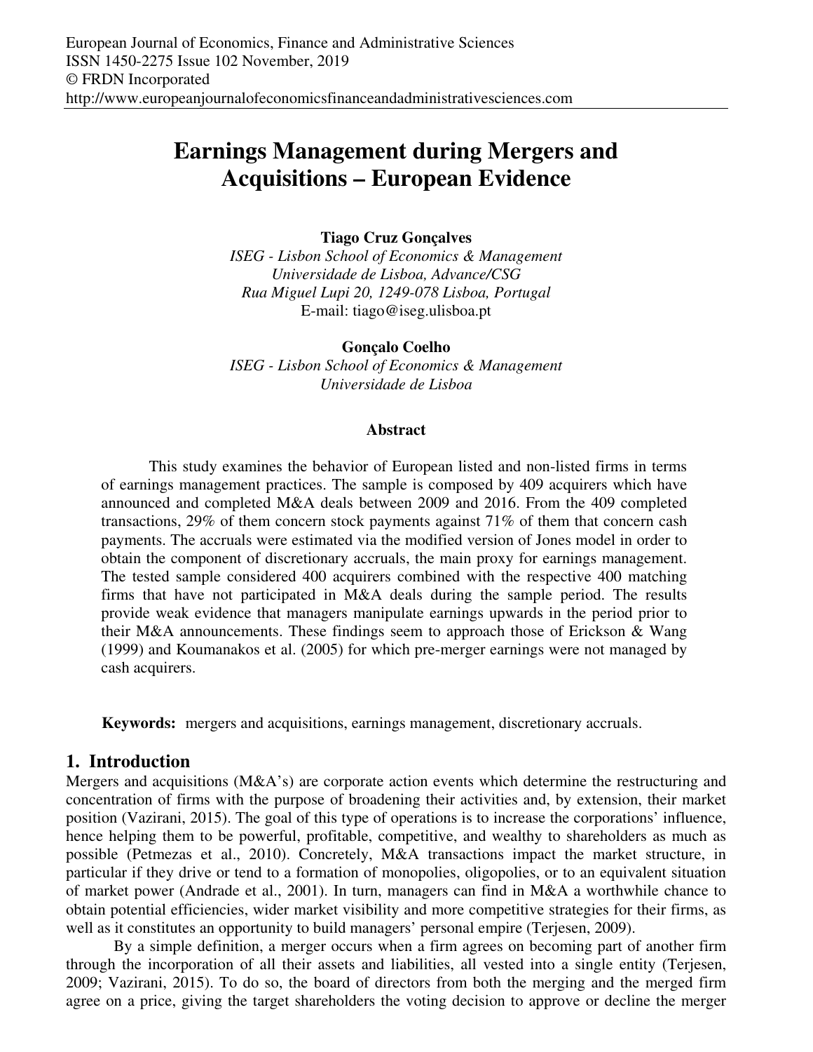# Earnings Management during Mergers and Acquisitions – European Evidence

**Tiago Cruz Gonçalves**
*ISEG - Lisbon School of Economics & Management*
*Universidade de Lisboa, Advance/CSG*
*Rua Miguel Lupi 20, 1249-078 Lisboa, Portugal*
E-mail: tiago@iseg.ulisboa.pt

**Gonçalo Coelho**
*ISEG - Lisbon School of Economics & Management*
*Universidade de Lisboa*

### Abstract

This study examines the behavior of European listed and non-listed firms in terms of earnings management practices. The sample is composed by 409 acquirers which have announced and completed M&A deals between 2009 and 2016. From the 409 completed transactions, 29% of them concern stock payments against 71% of them that concern cash payments. The accruals were estimated via the modified version of Jones model in order to obtain the component of discretionary accruals, the main proxy for earnings management. The tested sample considered 400 acquirers combined with the respective 400 matching firms that have not participated in M&A deals during the sample period. The results provide weak evidence that managers manipulate earnings upwards in the period prior to their M&A announcements. These findings seem to approach those of Erickson & Wang (1999) and Koumanakos et al. (2005) for which pre-merger earnings were not managed by cash acquirers.

**Keywords:** mergers and acquisitions, earnings management, discretionary accruals.

## 1. Introduction

Mergers and acquisitions (M&A's) are corporate action events which determine the restructuring and concentration of firms with the purpose of broadening their activities and, by extension, their market position (Vazirani, 2015). The goal of this type of operations is to increase the corporations' influence, hence helping them to be powerful, profitable, competitive, and wealthy to shareholders as much as possible (Petmezas et al., 2010). Concretely, M&A transactions impact the market structure, in particular if they drive or tend to a formation of monopolies, oligopolies, or to an equivalent situation of market power (Andrade et al., 2001). In turn, managers can find in M&A a worthwhile chance to obtain potential efficiencies, wider market visibility and more competitive strategies for their firms, as well as it constitutes an opportunity to build managers' personal empire (Terjesen, 2009).

By a simple definition, a merger occurs when a firm agrees on becoming part of another firm through the incorporation of all their assets and liabilities, all vested into a single entity (Terjesen, 2009; Vazirani, 2015). To do so, the board of directors from both the merging and the merged firm agree on a price, giving the target shareholders the voting decision to approve or decline the merger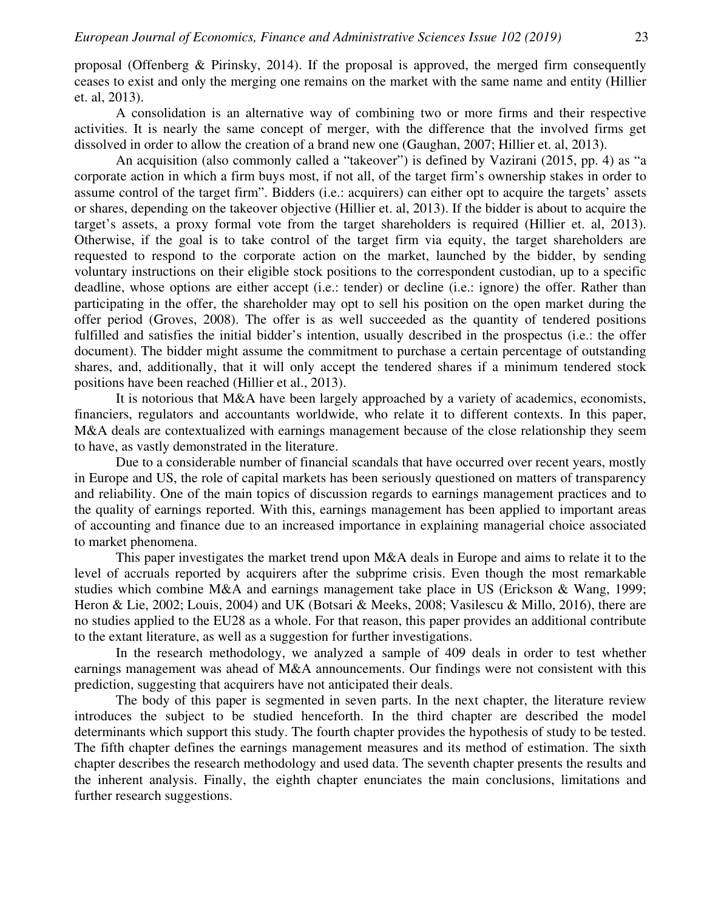proposal (Offenberg & Pirinsky, 2014). If the proposal is approved, the merged firm consequently ceases to exist and only the merging one remains on the market with the same name and entity (Hillier et. al, 2013).

A consolidation is an alternative way of combining two or more firms and their respective activities. It is nearly the same concept of merger, with the difference that the involved firms get dissolved in order to allow the creation of a brand new one (Gaughan, 2007; Hillier et. al, 2013).

An acquisition (also commonly called a "takeover") is defined by Vazirani (2015, pp. 4) as "a corporate action in which a firm buys most, if not all, of the target firm's ownership stakes in order to assume control of the target firm". Bidders (i.e.: acquirers) can either opt to acquire the targets' assets or shares, depending on the takeover objective (Hillier et. al, 2013). If the bidder is about to acquire the target's assets, a proxy formal vote from the target shareholders is required (Hillier et. al, 2013). Otherwise, if the goal is to take control of the target firm via equity, the target shareholders are requested to respond to the corporate action on the market, launched by the bidder, by sending voluntary instructions on their eligible stock positions to the correspondent custodian, up to a specific deadline, whose options are either accept (i.e.: tender) or decline (i.e.: ignore) the offer. Rather than participating in the offer, the shareholder may opt to sell his position on the open market during the offer period (Groves, 2008). The offer is as well succeeded as the quantity of tendered positions fulfilled and satisfies the initial bidder's intention, usually described in the prospectus (i.e.: the offer document). The bidder might assume the commitment to purchase a certain percentage of outstanding shares, and, additionally, that it will only accept the tendered shares if a minimum tendered stock positions have been reached (Hillier et al., 2013).

It is notorious that M&A have been largely approached by a variety of academics, economists, financiers, regulators and accountants worldwide, who relate it to different contexts. In this paper, M&A deals are contextualized with earnings management because of the close relationship they seem to have, as vastly demonstrated in the literature.

Due to a considerable number of financial scandals that have occurred over recent years, mostly in Europe and US, the role of capital markets has been seriously questioned on matters of transparency and reliability. One of the main topics of discussion regards to earnings management practices and to the quality of earnings reported. With this, earnings management has been applied to important areas of accounting and finance due to an increased importance in explaining managerial choice associated to market phenomena.

This paper investigates the market trend upon M&A deals in Europe and aims to relate it to the level of accruals reported by acquirers after the subprime crisis. Even though the most remarkable studies which combine M&A and earnings management take place in US (Erickson & Wang, 1999; Heron & Lie, 2002; Louis, 2004) and UK (Botsari & Meeks, 2008; Vasilescu & Millo, 2016), there are no studies applied to the EU28 as a whole. For that reason, this paper provides an additional contribute to the extant literature, as well as a suggestion for further investigations.

In the research methodology, we analyzed a sample of 409 deals in order to test whether earnings management was ahead of M&A announcements. Our findings were not consistent with this prediction, suggesting that acquirers have not anticipated their deals.

The body of this paper is segmented in seven parts. In the next chapter, the literature review introduces the subject to be studied henceforth. In the third chapter are described the model determinants which support this study. The fourth chapter provides the hypothesis of study to be tested. The fifth chapter defines the earnings management measures and its method of estimation. The sixth chapter describes the research methodology and used data. The seventh chapter presents the results and the inherent analysis. Finally, the eighth chapter enunciates the main conclusions, limitations and further research suggestions.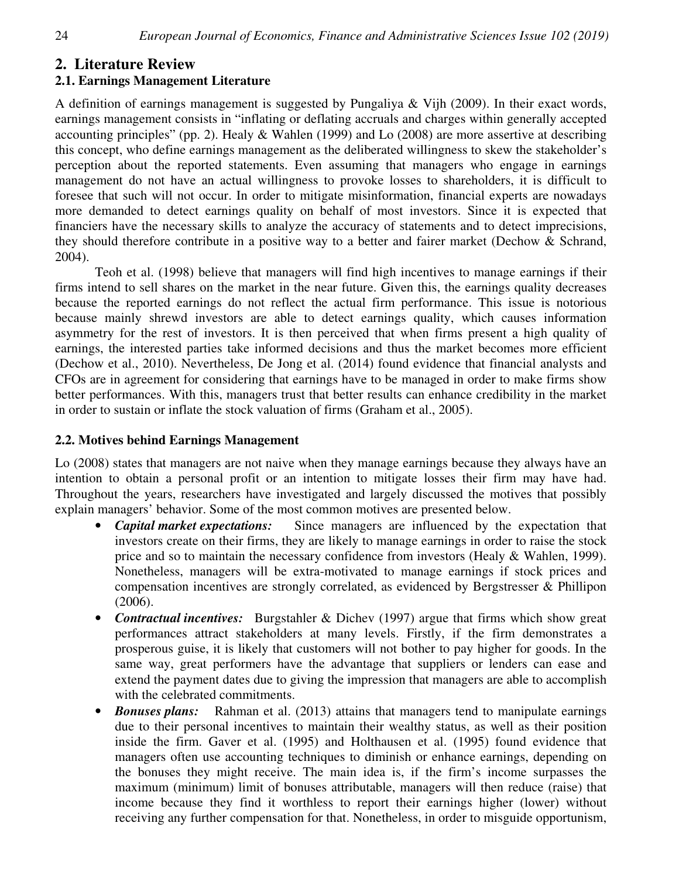## 2. Literature Review

### 2.1. Earnings Management Literature

A definition of earnings management is suggested by Pungaliya & Vijh (2009). In their exact words, earnings management consists in "inflating or deflating accruals and charges within generally accepted accounting principles" (pp. 2). Healy & Wahlen (1999) and Lo (2008) are more assertive at describing this concept, who define earnings management as the deliberated willingness to skew the stakeholder's perception about the reported statements. Even assuming that managers who engage in earnings management do not have an actual willingness to provoke losses to shareholders, it is difficult to foresee that such will not occur. In order to mitigate misinformation, financial experts are nowadays more demanded to detect earnings quality on behalf of most investors. Since it is expected that financiers have the necessary skills to analyze the accuracy of statements and to detect imprecisions, they should therefore contribute in a positive way to a better and fairer market (Dechow & Schrand, 2004).

Teoh et al. (1998) believe that managers will find high incentives to manage earnings if their firms intend to sell shares on the market in the near future. Given this, the earnings quality decreases because the reported earnings do not reflect the actual firm performance. This issue is notorious because mainly shrewd investors are able to detect earnings quality, which causes information asymmetry for the rest of investors. It is then perceived that when firms present a high quality of earnings, the interested parties take informed decisions and thus the market becomes more efficient (Dechow et al., 2010). Nevertheless, De Jong et al. (2014) found evidence that financial analysts and CFOs are in agreement for considering that earnings have to be managed in order to make firms show better performances. With this, managers trust that better results can enhance credibility in the market in order to sustain or inflate the stock valuation of firms (Graham et al., 2005).

### 2.2. Motives behind Earnings Management

Lo (2008) states that managers are not naive when they manage earnings because they always have an intention to obtain a personal profit or an intention to mitigate losses their firm may have had. Throughout the years, researchers have investigated and largely discussed the motives that possibly explain managers' behavior. Some of the most common motives are presented below.

- ***Capital market expectations:*** Since managers are influenced by the expectation that investors create on their firms, they are likely to manage earnings in order to raise the stock price and so to maintain the necessary confidence from investors (Healy & Wahlen, 1999). Nonetheless, managers will be extra-motivated to manage earnings if stock prices and compensation incentives are strongly correlated, as evidenced by Bergstresser & Phillipon (2006).
- ***Contractual incentives:*** Burgstahler & Dichev (1997) argue that firms which show great performances attract stakeholders at many levels. Firstly, if the firm demonstrates a prosperous guise, it is likely that customers will not bother to pay higher for goods. In the same way, great performers have the advantage that suppliers or lenders can ease and extend the payment dates due to giving the impression that managers are able to accomplish with the celebrated commitments.
- ***Bonuses plans:*** Rahman et al. (2013) attains that managers tend to manipulate earnings due to their personal incentives to maintain their wealthy status, as well as their position inside the firm. Gaver et al. (1995) and Holthausen et al. (1995) found evidence that managers often use accounting techniques to diminish or enhance earnings, depending on the bonuses they might receive. The main idea is, if the firm's income surpasses the maximum (minimum) limit of bonuses attributable, managers will then reduce (raise) that income because they find it worthless to report their earnings higher (lower) without receiving any further compensation for that. Nonetheless, in order to misguide opportunism,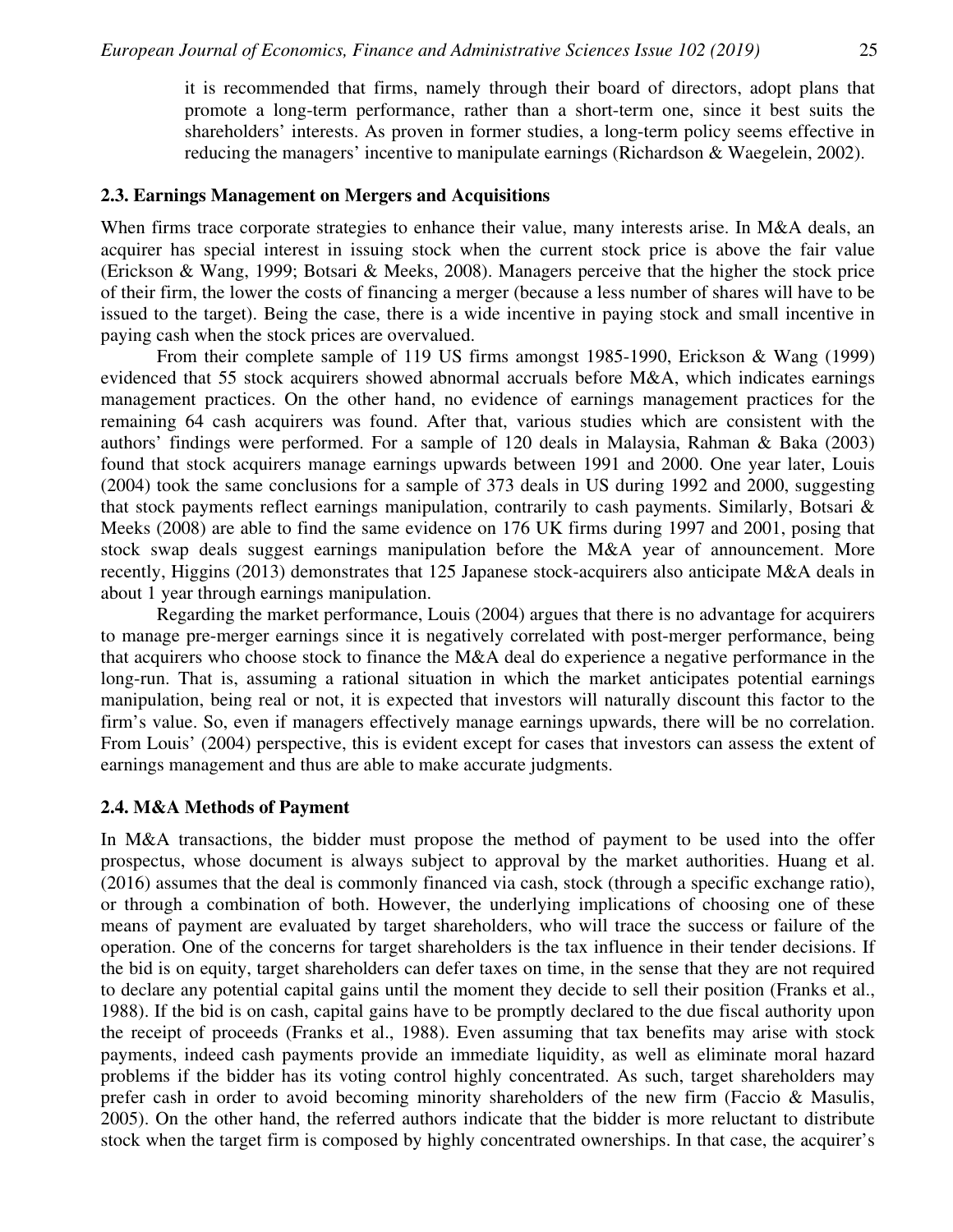it is recommended that firms, namely through their board of directors, adopt plans that promote a long-term performance, rather than a short-term one, since it best suits the shareholders' interests. As proven in former studies, a long-term policy seems effective in reducing the managers' incentive to manipulate earnings (Richardson & Waegelein, 2002).

### 2.3. Earnings Management on Mergers and Acquisitions

When firms trace corporate strategies to enhance their value, many interests arise. In M&A deals, an acquirer has special interest in issuing stock when the current stock price is above the fair value (Erickson & Wang, 1999; Botsari & Meeks, 2008). Managers perceive that the higher the stock price of their firm, the lower the costs of financing a merger (because a less number of shares will have to be issued to the target). Being the case, there is a wide incentive in paying stock and small incentive in paying cash when the stock prices are overvalued.

From their complete sample of 119 US firms amongst 1985-1990, Erickson & Wang (1999) evidenced that 55 stock acquirers showed abnormal accruals before M&A, which indicates earnings management practices. On the other hand, no evidence of earnings management practices for the remaining 64 cash acquirers was found. After that, various studies which are consistent with the authors' findings were performed. For a sample of 120 deals in Malaysia, Rahman & Baka (2003) found that stock acquirers manage earnings upwards between 1991 and 2000. One year later, Louis (2004) took the same conclusions for a sample of 373 deals in US during 1992 and 2000, suggesting that stock payments reflect earnings manipulation, contrarily to cash payments. Similarly, Botsari & Meeks (2008) are able to find the same evidence on 176 UK firms during 1997 and 2001, posing that stock swap deals suggest earnings manipulation before the M&A year of announcement. More recently, Higgins (2013) demonstrates that 125 Japanese stock-acquirers also anticipate M&A deals in about 1 year through earnings manipulation.

Regarding the market performance, Louis (2004) argues that there is no advantage for acquirers to manage pre-merger earnings since it is negatively correlated with post-merger performance, being that acquirers who choose stock to finance the M&A deal do experience a negative performance in the long-run. That is, assuming a rational situation in which the market anticipates potential earnings manipulation, being real or not, it is expected that investors will naturally discount this factor to the firm's value. So, even if managers effectively manage earnings upwards, there will be no correlation. From Louis' (2004) perspective, this is evident except for cases that investors can assess the extent of earnings management and thus are able to make accurate judgments.

### 2.4. M&A Methods of Payment

In M&A transactions, the bidder must propose the method of payment to be used into the offer prospectus, whose document is always subject to approval by the market authorities. Huang et al. (2016) assumes that the deal is commonly financed via cash, stock (through a specific exchange ratio), or through a combination of both. However, the underlying implications of choosing one of these means of payment are evaluated by target shareholders, who will trace the success or failure of the operation. One of the concerns for target shareholders is the tax influence in their tender decisions. If the bid is on equity, target shareholders can defer taxes on time, in the sense that they are not required to declare any potential capital gains until the moment they decide to sell their position (Franks et al., 1988). If the bid is on cash, capital gains have to be promptly declared to the due fiscal authority upon the receipt of proceeds (Franks et al., 1988). Even assuming that tax benefits may arise with stock payments, indeed cash payments provide an immediate liquidity, as well as eliminate moral hazard problems if the bidder has its voting control highly concentrated. As such, target shareholders may prefer cash in order to avoid becoming minority shareholders of the new firm (Faccio & Masulis, 2005). On the other hand, the referred authors indicate that the bidder is more reluctant to distribute stock when the target firm is composed by highly concentrated ownerships. In that case, the acquirer's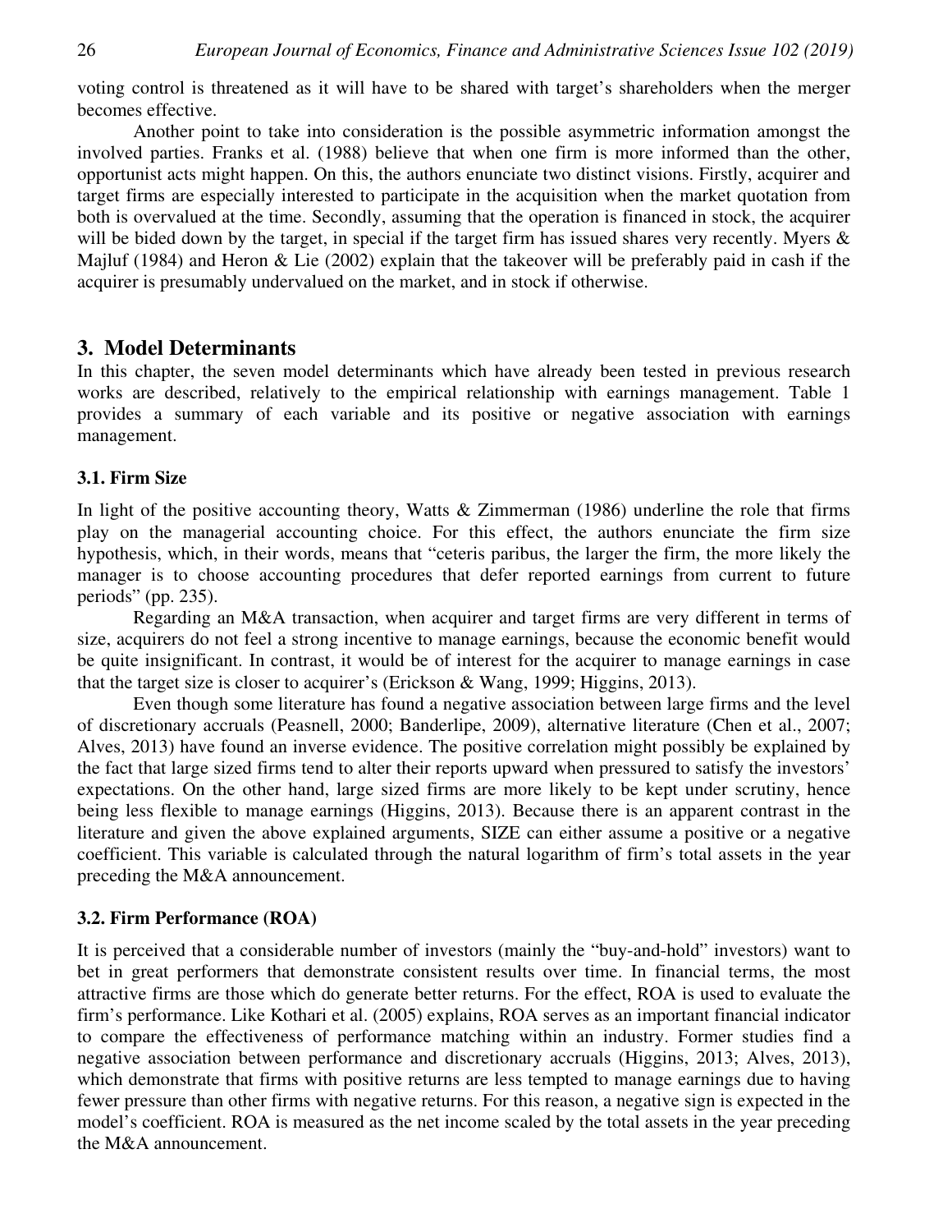voting control is threatened as it will have to be shared with target's shareholders when the merger becomes effective.

Another point to take into consideration is the possible asymmetric information amongst the involved parties. Franks et al. (1988) believe that when one firm is more informed than the other, opportunist acts might happen. On this, the authors enunciate two distinct visions. Firstly, acquirer and target firms are especially interested to participate in the acquisition when the market quotation from both is overvalued at the time. Secondly, assuming that the operation is financed in stock, the acquirer will be bided down by the target, in special if the target firm has issued shares very recently. Myers & Majluf (1984) and Heron & Lie (2002) explain that the takeover will be preferably paid in cash if the acquirer is presumably undervalued on the market, and in stock if otherwise.

## 3. Model Determinants

In this chapter, the seven model determinants which have already been tested in previous research works are described, relatively to the empirical relationship with earnings management. Table 1 provides a summary of each variable and its positive or negative association with earnings management.

### 3.1. Firm Size

In light of the positive accounting theory, Watts & Zimmerman (1986) underline the role that firms play on the managerial accounting choice. For this effect, the authors enunciate the firm size hypothesis, which, in their words, means that "ceteris paribus, the larger the firm, the more likely the manager is to choose accounting procedures that defer reported earnings from current to future periods" (pp. 235).

Regarding an M&A transaction, when acquirer and target firms are very different in terms of size, acquirers do not feel a strong incentive to manage earnings, because the economic benefit would be quite insignificant. In contrast, it would be of interest for the acquirer to manage earnings in case that the target size is closer to acquirer's (Erickson & Wang, 1999; Higgins, 2013).

Even though some literature has found a negative association between large firms and the level of discretionary accruals (Peasnell, 2000; Banderlipe, 2009), alternative literature (Chen et al., 2007; Alves, 2013) have found an inverse evidence. The positive correlation might possibly be explained by the fact that large sized firms tend to alter their reports upward when pressured to satisfy the investors' expectations. On the other hand, large sized firms are more likely to be kept under scrutiny, hence being less flexible to manage earnings (Higgins, 2013). Because there is an apparent contrast in the literature and given the above explained arguments, SIZE can either assume a positive or a negative coefficient. This variable is calculated through the natural logarithm of firm's total assets in the year preceding the M&A announcement.

### 3.2. Firm Performance (ROA)

It is perceived that a considerable number of investors (mainly the "buy-and-hold" investors) want to bet in great performers that demonstrate consistent results over time. In financial terms, the most attractive firms are those which do generate better returns. For the effect, ROA is used to evaluate the firm's performance. Like Kothari et al. (2005) explains, ROA serves as an important financial indicator to compare the effectiveness of performance matching within an industry. Former studies find a negative association between performance and discretionary accruals (Higgins, 2013; Alves, 2013), which demonstrate that firms with positive returns are less tempted to manage earnings due to having fewer pressure than other firms with negative returns. For this reason, a negative sign is expected in the model's coefficient. ROA is measured as the net income scaled by the total assets in the year preceding the M&A announcement.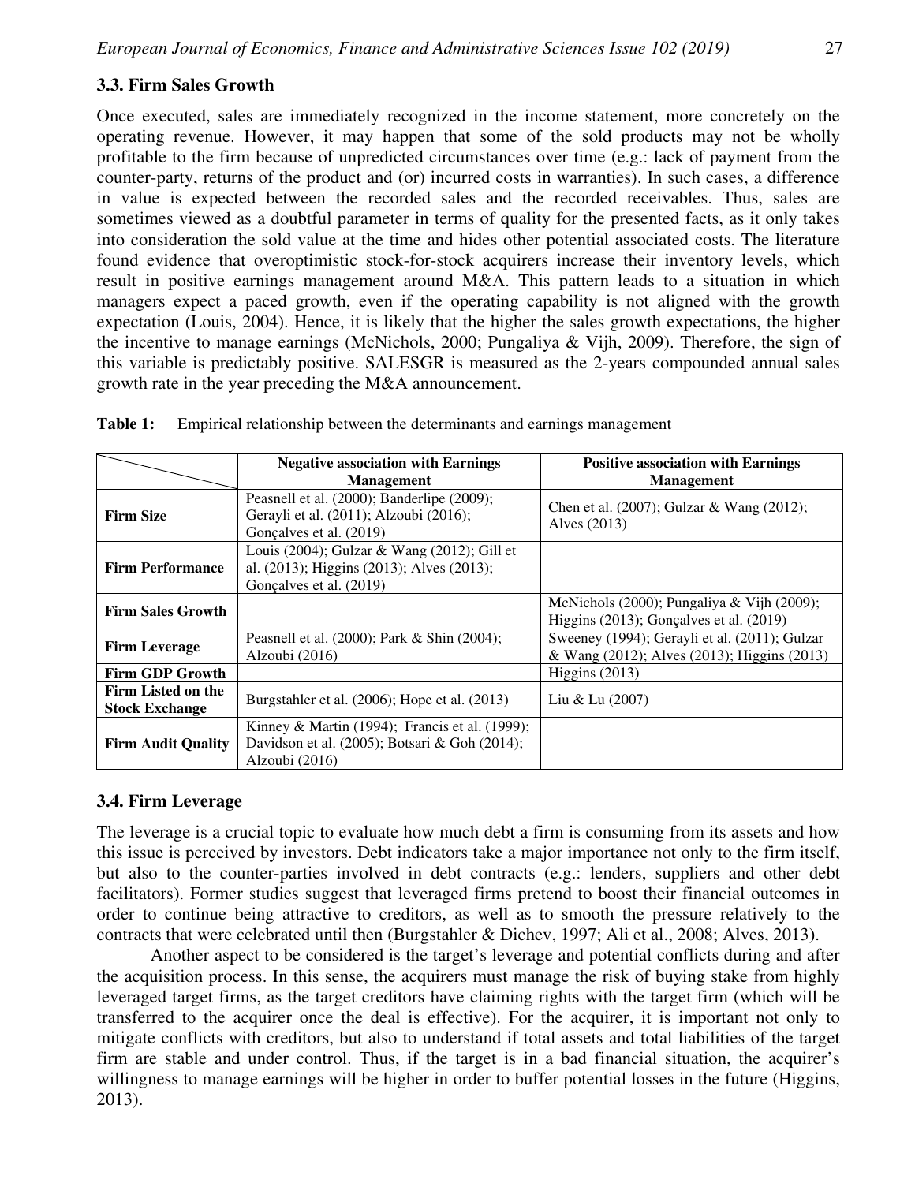### 3.3. Firm Sales Growth

Once executed, sales are immediately recognized in the income statement, more concretely on the operating revenue. However, it may happen that some of the sold products may not be wholly profitable to the firm because of unpredicted circumstances over time (e.g.: lack of payment from the counter-party, returns of the product and (or) incurred costs in warranties). In such cases, a difference in value is expected between the recorded sales and the recorded receivables. Thus, sales are sometimes viewed as a doubtful parameter in terms of quality for the presented facts, as it only takes into consideration the sold value at the time and hides other potential associated costs. The literature found evidence that overoptimistic stock-for-stock acquirers increase their inventory levels, which result in positive earnings management around M&A. This pattern leads to a situation in which managers expect a paced growth, even if the operating capability is not aligned with the growth expectation (Louis, 2004). Hence, it is likely that the higher the sales growth expectations, the higher the incentive to manage earnings (McNichols, 2000; Pungaliya & Vijh, 2009). Therefore, the sign of this variable is predictably positive. SALESGR is measured as the 2-years compounded annual sales growth rate in the year preceding the M&A announcement.

**Table 1:** Empirical relationship between the determinants and earnings management

| | Negative association with Earnings Management | Positive association with Earnings Management |
|---|---|---|
| **Firm Size** | Peasnell et al. (2000); Banderlipe (2009); Gerayli et al. (2011); Alzoubi (2016); Gonçalves et al. (2019) | Chen et al. (2007); Gulzar & Wang (2012); Alves (2013) |
| **Firm Performance** | Louis (2004); Gulzar & Wang (2012); Gill et al. (2013); Higgins (2013); Alves (2013); Gonçalves et al. (2019) | |
| **Firm Sales Growth** | | McNichols (2000); Pungaliya & Vijh (2009); Higgins (2013); Gonçalves et al. (2019) |
| **Firm Leverage** | Peasnell et al. (2000); Park & Shin (2004); Alzoubi (2016) | Sweeney (1994); Gerayli et al. (2011); Gulzar & Wang (2012); Alves (2013); Higgins (2013) |
| **Firm GDP Growth** | | Higgins (2013) |
| **Firm Listed on the Stock Exchange** | Burgstahler et al. (2006); Hope et al. (2013) | Liu & Lu (2007) |
| **Firm Audit Quality** | Kinney & Martin (1994); Francis et al. (1999); Davidson et al. (2005); Botsari & Goh (2014); Alzoubi (2016) | |

### 3.4. Firm Leverage

The leverage is a crucial topic to evaluate how much debt a firm is consuming from its assets and how this issue is perceived by investors. Debt indicators take a major importance not only to the firm itself, but also to the counter-parties involved in debt contracts (e.g.: lenders, suppliers and other debt facilitators). Former studies suggest that leveraged firms pretend to boost their financial outcomes in order to continue being attractive to creditors, as well as to smooth the pressure relatively to the contracts that were celebrated until then (Burgstahler & Dichev, 1997; Ali et al., 2008; Alves, 2013).

Another aspect to be considered is the target's leverage and potential conflicts during and after the acquisition process. In this sense, the acquirers must manage the risk of buying stake from highly leveraged target firms, as the target creditors have claiming rights with the target firm (which will be transferred to the acquirer once the deal is effective). For the acquirer, it is important not only to mitigate conflicts with creditors, but also to understand if total assets and total liabilities of the target firm are stable and under control. Thus, if the target is in a bad financial situation, the acquirer's willingness to manage earnings will be higher in order to buffer potential losses in the future (Higgins, 2013).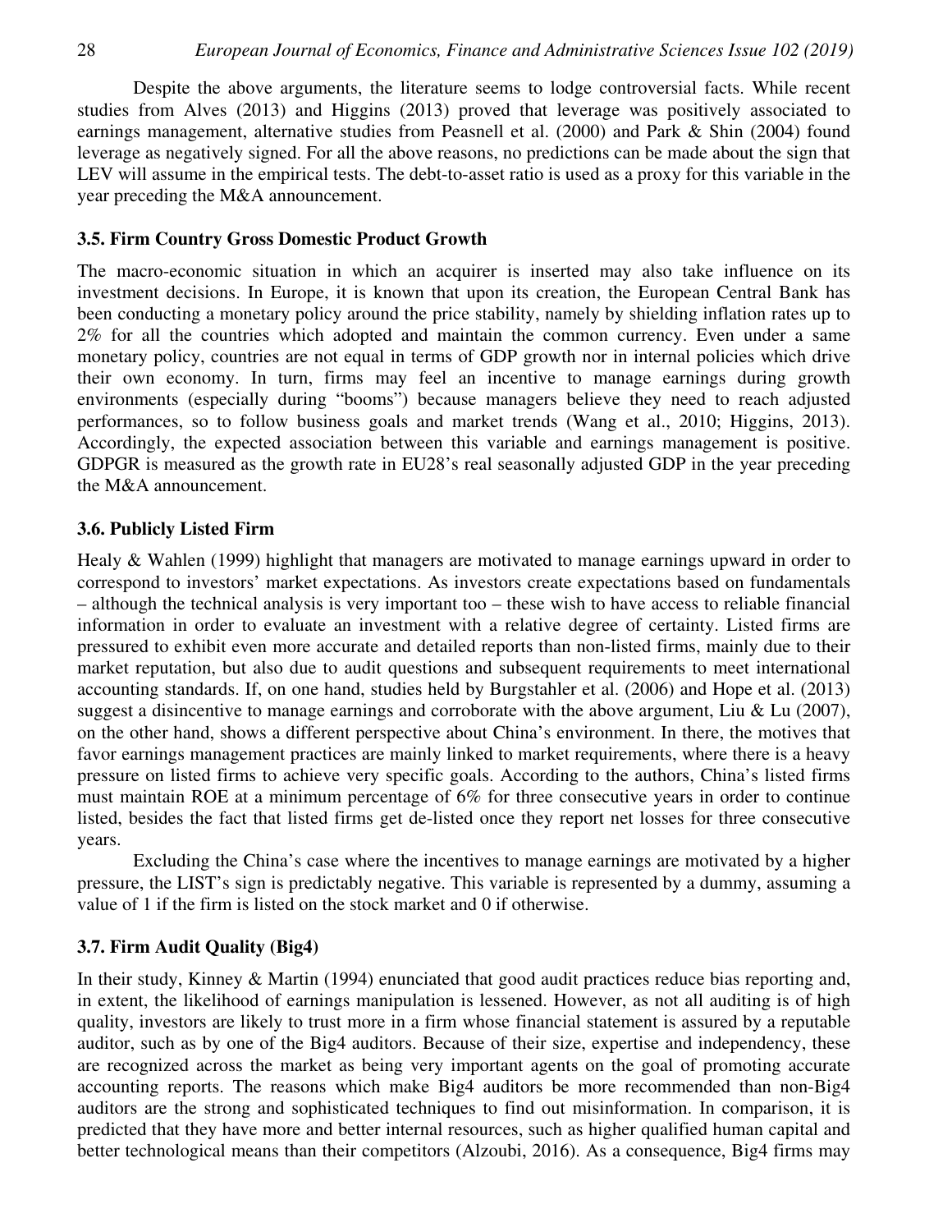Despite the above arguments, the literature seems to lodge controversial facts. While recent studies from Alves (2013) and Higgins (2013) proved that leverage was positively associated to earnings management, alternative studies from Peasnell et al. (2000) and Park & Shin (2004) found leverage as negatively signed. For all the above reasons, no predictions can be made about the sign that LEV will assume in the empirical tests. The debt-to-asset ratio is used as a proxy for this variable in the year preceding the M&A announcement.

### 3.5. Firm Country Gross Domestic Product Growth

The macro-economic situation in which an acquirer is inserted may also take influence on its investment decisions. In Europe, it is known that upon its creation, the European Central Bank has been conducting a monetary policy around the price stability, namely by shielding inflation rates up to 2% for all the countries which adopted and maintain the common currency. Even under a same monetary policy, countries are not equal in terms of GDP growth nor in internal policies which drive their own economy. In turn, firms may feel an incentive to manage earnings during growth environments (especially during "booms") because managers believe they need to reach adjusted performances, so to follow business goals and market trends (Wang et al., 2010; Higgins, 2013). Accordingly, the expected association between this variable and earnings management is positive. GDPGR is measured as the growth rate in EU28's real seasonally adjusted GDP in the year preceding the M&A announcement.

### 3.6. Publicly Listed Firm

Healy & Wahlen (1999) highlight that managers are motivated to manage earnings upward in order to correspond to investors' market expectations. As investors create expectations based on fundamentals – although the technical analysis is very important too – these wish to have access to reliable financial information in order to evaluate an investment with a relative degree of certainty. Listed firms are pressured to exhibit even more accurate and detailed reports than non-listed firms, mainly due to their market reputation, but also due to audit questions and subsequent requirements to meet international accounting standards. If, on one hand, studies held by Burgstahler et al. (2006) and Hope et al. (2013) suggest a disincentive to manage earnings and corroborate with the above argument, Liu & Lu (2007), on the other hand, shows a different perspective about China's environment. In there, the motives that favor earnings management practices are mainly linked to market requirements, where there is a heavy pressure on listed firms to achieve very specific goals. According to the authors, China's listed firms must maintain ROE at a minimum percentage of 6% for three consecutive years in order to continue listed, besides the fact that listed firms get de-listed once they report net losses for three consecutive years.

Excluding the China's case where the incentives to manage earnings are motivated by a higher pressure, the LIST's sign is predictably negative. This variable is represented by a dummy, assuming a value of 1 if the firm is listed on the stock market and 0 if otherwise.

### 3.7. Firm Audit Quality (Big4)

In their study, Kinney & Martin (1994) enunciated that good audit practices reduce bias reporting and, in extent, the likelihood of earnings manipulation is lessened. However, as not all auditing is of high quality, investors are likely to trust more in a firm whose financial statement is assured by a reputable auditor, such as by one of the Big4 auditors. Because of their size, expertise and independency, these are recognized across the market as being very important agents on the goal of promoting accurate accounting reports. The reasons which make Big4 auditors be more recommended than non-Big4 auditors are the strong and sophisticated techniques to find out misinformation. In comparison, it is predicted that they have more and better internal resources, such as higher qualified human capital and better technological means than their competitors (Alzoubi, 2016). As a consequence, Big4 firms may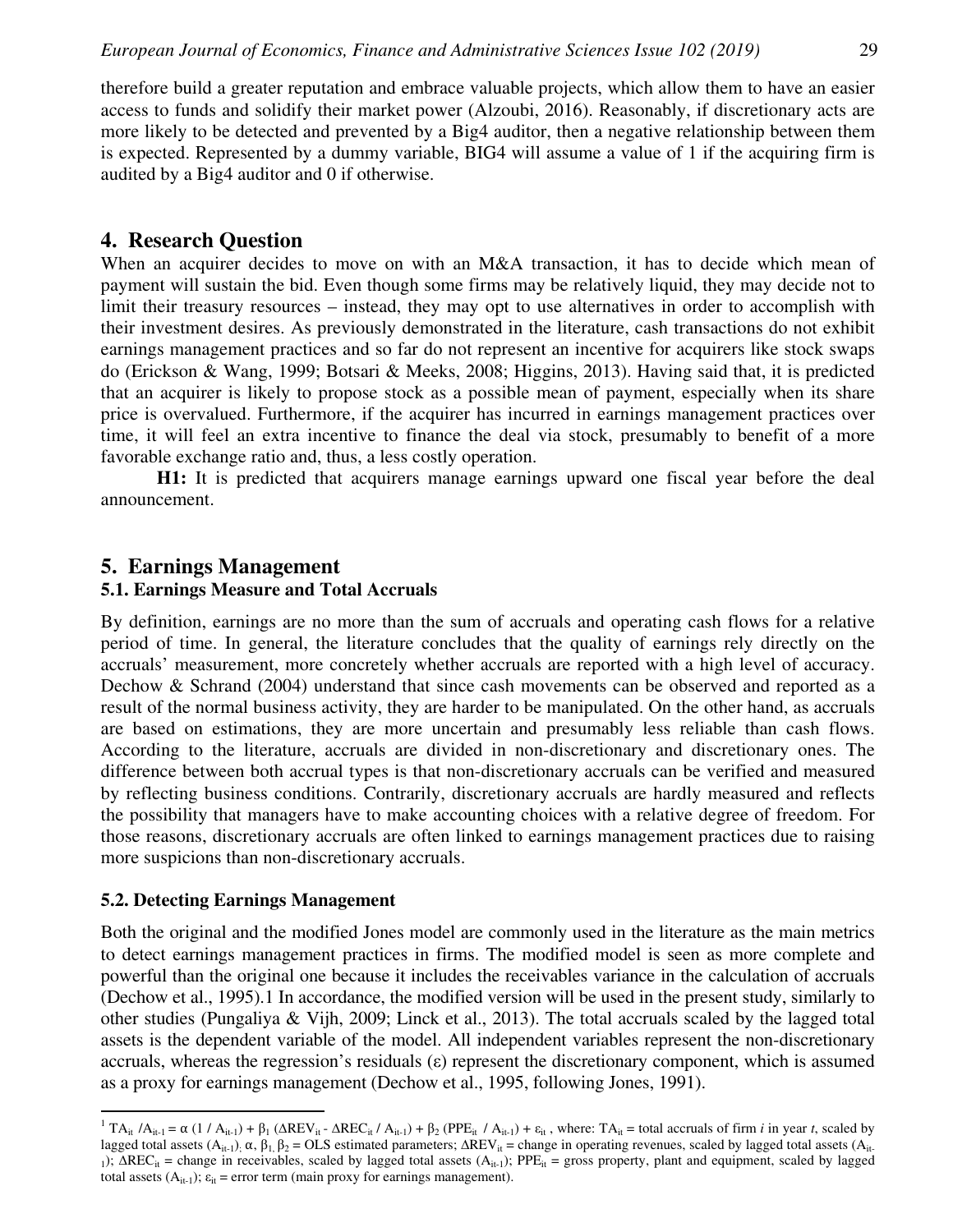therefore build a greater reputation and embrace valuable projects, which allow them to have an easier access to funds and solidify their market power (Alzoubi, 2016). Reasonably, if discretionary acts are more likely to be detected and prevented by a Big4 auditor, then a negative relationship between them is expected. Represented by a dummy variable, BIG4 will assume a value of 1 if the acquiring firm is audited by a Big4 auditor and 0 if otherwise.

## 4. Research Question

When an acquirer decides to move on with an M&A transaction, it has to decide which mean of payment will sustain the bid. Even though some firms may be relatively liquid, they may decide not to limit their treasury resources – instead, they may opt to use alternatives in order to accomplish with their investment desires. As previously demonstrated in the literature, cash transactions do not exhibit earnings management practices and so far do not represent an incentive for acquirers like stock swaps do (Erickson & Wang, 1999; Botsari & Meeks, 2008; Higgins, 2013). Having said that, it is predicted that an acquirer is likely to propose stock as a possible mean of payment, especially when its share price is overvalued. Furthermore, if the acquirer has incurred in earnings management practices over time, it will feel an extra incentive to finance the deal via stock, presumably to benefit of a more favorable exchange ratio and, thus, a less costly operation.

**H1:** It is predicted that acquirers manage earnings upward one fiscal year before the deal announcement.

## 5. Earnings Management

### 5.1. Earnings Measure and Total Accruals

By definition, earnings are no more than the sum of accruals and operating cash flows for a relative period of time. In general, the literature concludes that the quality of earnings rely directly on the accruals' measurement, more concretely whether accruals are reported with a high level of accuracy. Dechow & Schrand (2004) understand that since cash movements can be observed and reported as a result of the normal business activity, they are harder to be manipulated. On the other hand, as accruals are based on estimations, they are more uncertain and presumably less reliable than cash flows. According to the literature, accruals are divided in non-discretionary and discretionary ones. The difference between both accrual types is that non-discretionary accruals can be verified and measured by reflecting business conditions. Contrarily, discretionary accruals are hardly measured and reflects the possibility that managers have to make accounting choices with a relative degree of freedom. For those reasons, discretionary accruals are often linked to earnings management practices due to raising more suspicions than non-discretionary accruals.

### 5.2. Detecting Earnings Management

Both the original and the modified Jones model are commonly used in the literature as the main metrics to detect earnings management practices in firms. The modified model is seen as more complete and powerful than the original one because it includes the receivables variance in the calculation of accruals (Dechow et al., 1995).[1] In accordance, the modified version will be used in the present study, similarly to other studies (Pungaliya & Vijh, 2009; Linck et al., 2013). The total accruals scaled by the lagged total assets is the dependent variable of the model. All independent variables represent the non-discretionary accruals, whereas the regression's residuals ($\varepsilon$) represent the discretionary component, which is assumed as a proxy for earnings management (Dechow et al., 1995, following Jones, 1991).

[1] $TA_{it} / A_{it-1} = \alpha (1 / A_{it-1}) + \beta_1 (\Delta REV_{it} - \Delta REC_{it} / A_{it-1}) + \beta_2 (PPE_{it} / A_{it-1}) + \varepsilon_{it}$, where: $TA_{it}$ = total accruals of firm *i* in year *t*, scaled by lagged total assets ($A_{it-1}$). $\alpha$, $\beta_1$, $\beta_2$ = OLS estimated parameters; $\Delta REV_{it}$ = change in operating revenues, scaled by lagged total assets ($A_{it-1}$); $\Delta REC_{it}$ = change in receivables, scaled by lagged total assets ($A_{it-1}$); $PPE_{it}$ = gross property, plant and equipment, scaled by lagged total assets ($A_{it-1}$); $\varepsilon_{it}$ = error term (main proxy for earnings management).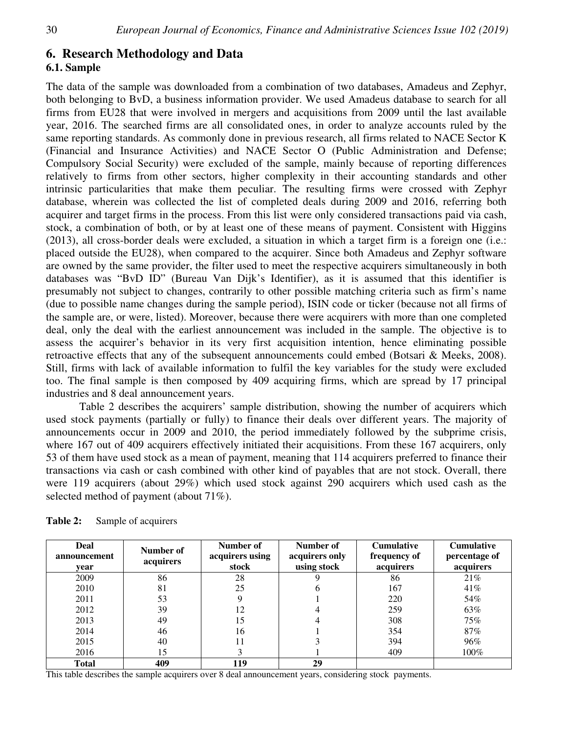## 6. Research Methodology and Data

### 6.1. Sample

The data of the sample was downloaded from a combination of two databases, Amadeus and Zephyr, both belonging to BvD, a business information provider. We used Amadeus database to search for all firms from EU28 that were involved in mergers and acquisitions from 2009 until the last available year, 2016. The searched firms are all consolidated ones, in order to analyze accounts ruled by the same reporting standards. As commonly done in previous research, all firms related to NACE Sector K (Financial and Insurance Activities) and NACE Sector O (Public Administration and Defense; Compulsory Social Security) were excluded of the sample, mainly because of reporting differences relatively to firms from other sectors, higher complexity in their accounting standards and other intrinsic particularities that make them peculiar. The resulting firms were crossed with Zephyr database, wherein was collected the list of completed deals during 2009 and 2016, referring both acquirer and target firms in the process. From this list were only considered transactions paid via cash, stock, a combination of both, or by at least one of these means of payment. Consistent with Higgins (2013), all cross-border deals were excluded, a situation in which a target firm is a foreign one (i.e.: placed outside the EU28), when compared to the acquirer. Since both Amadeus and Zephyr software are owned by the same provider, the filter used to meet the respective acquirers simultaneously in both databases was "BvD ID" (Bureau Van Dijk's Identifier), as it is assumed that this identifier is presumably not subject to changes, contrarily to other possible matching criteria such as firm's name (due to possible name changes during the sample period), ISIN code or ticker (because not all firms of the sample are, or were, listed). Moreover, because there were acquirers with more than one completed deal, only the deal with the earliest announcement was included in the sample. The objective is to assess the acquirer's behavior in its very first acquisition intention, hence eliminating possible retroactive effects that any of the subsequent announcements could embed (Botsari & Meeks, 2008). Still, firms with lack of available information to fulfil the key variables for the study were excluded too. The final sample is then composed by 409 acquiring firms, which are spread by 17 principal industries and 8 deal announcement years.

Table 2 describes the acquirers' sample distribution, showing the number of acquirers which used stock payments (partially or fully) to finance their deals over different years. The majority of announcements occur in 2009 and 2010, the period immediately followed by the subprime crisis, where 167 out of 409 acquirers effectively initiated their acquisitions. From these 167 acquirers, only 53 of them have used stock as a mean of payment, meaning that 114 acquirers preferred to finance their transactions via cash or cash combined with other kind of payables that are not stock. Overall, there were 119 acquirers (about 29%) which used stock against 290 acquirers which used cash as the selected method of payment (about 71%).

**Table 2:** Sample of acquirers

| Deal announcement year | Number of acquirers | Number of acquirers using stock | Number of acquirers only using stock | Cumulative frequency of acquirers | Cumulative percentage of acquirers |
|---|---|---|---|---|---|
| 2009 | 86 | 28 | 9 | 86 | 21% |
| 2010 | 81 | 25 | 6 | 167 | 41% |
| 2011 | 53 | 9 | 1 | 220 | 54% |
| 2012 | 39 | 12 | 4 | 259 | 63% |
| 2013 | 49 | 15 | 4 | 308 | 75% |
| 2014 | 46 | 16 | 1 | 354 | 87% |
| 2015 | 40 | 11 | 3 | 394 | 96% |
| 2016 | 15 | 3 | 1 | 409 | 100% |
| **Total** | **409** | **119** | **29** | | |

This table describes the sample acquirers over 8 deal announcement years, considering stock payments.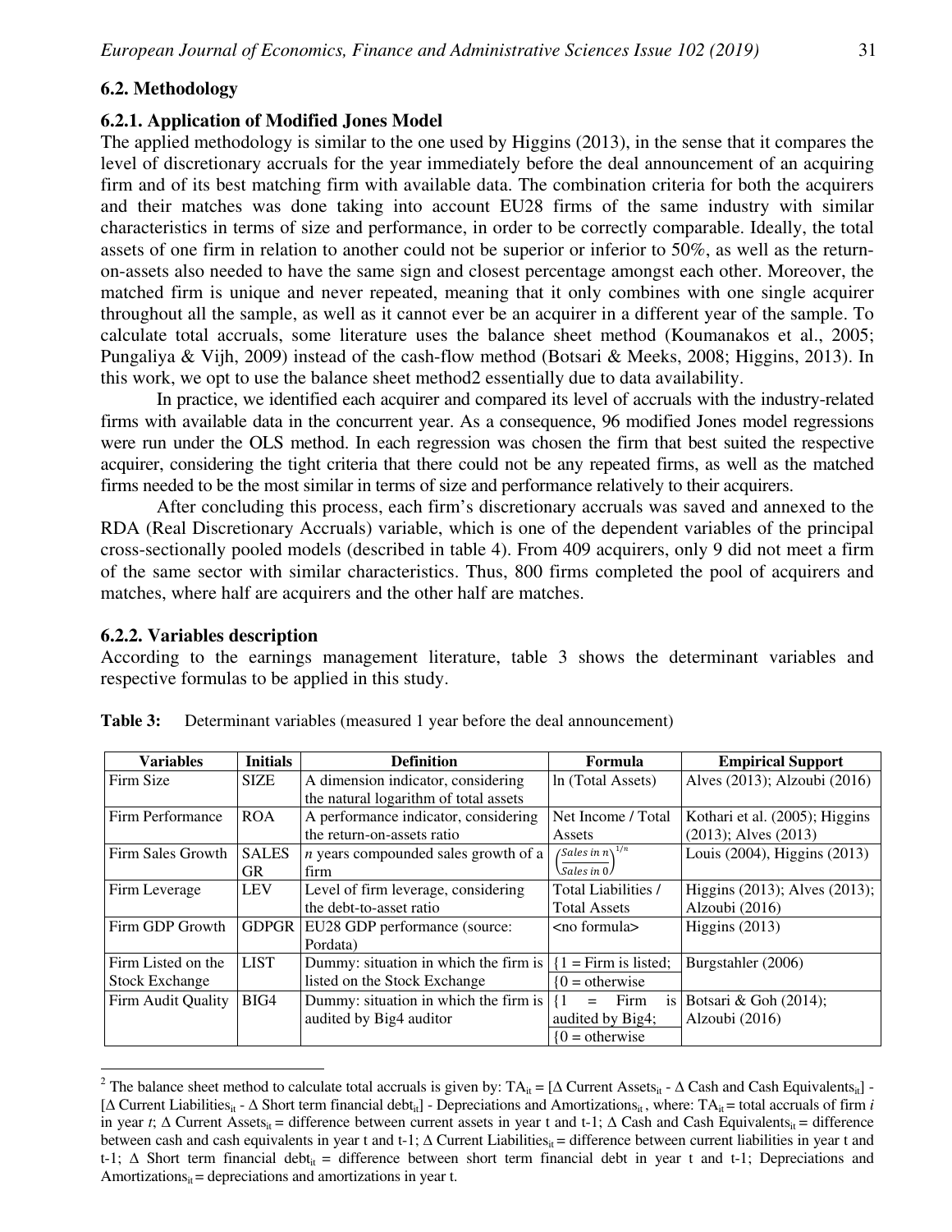## 6.2. Methodology

### 6.2.1. Application of Modified Jones Model

The applied methodology is similar to the one used by Higgins (2013), in the sense that it compares the level of discretionary accruals for the year immediately before the deal announcement of an acquiring firm and of its best matching firm with available data. The combination criteria for both the acquirers and their matches was done taking into account EU28 firms of the same industry with similar characteristics in terms of size and performance, in order to be correctly comparable. Ideally, the total assets of one firm in relation to another could not be superior or inferior to 50%, as well as the return-on-assets also needed to have the same sign and closest percentage amongst each other. Moreover, the matched firm is unique and never repeated, meaning that it only combines with one single acquirer throughout all the sample, as well as it cannot ever be an acquirer in a different year of the sample. To calculate total accruals, some literature uses the balance sheet method (Koumanakos et al., 2005; Pungaliya & Vijh, 2009) instead of the cash-flow method (Botsari & Meeks, 2008; Higgins, 2013). In this work, we opt to use the balance sheet method[2] essentially due to data availability.

In practice, we identified each acquirer and compared its level of accruals with the industry-related firms with available data in the concurrent year. As a consequence, 96 modified Jones model regressions were run under the OLS method. In each regression was chosen the firm that best suited the respective acquirer, considering the tight criteria that there could not be any repeated firms, as well as the matched firms needed to be the most similar in terms of size and performance relatively to their acquirers.

After concluding this process, each firm's discretionary accruals was saved and annexed to the RDA (Real Discretionary Accruals) variable, which is one of the dependent variables of the principal cross-sectionally pooled models (described in table 4). From 409 acquirers, only 9 did not meet a firm of the same sector with similar characteristics. Thus, 800 firms completed the pool of acquirers and matches, where half are acquirers and the other half are matches.

### 6.2.2. Variables description

According to the earnings management literature, table 3 shows the determinant variables and respective formulas to be applied in this study.

**Table 3:** Determinant variables (measured 1 year before the deal announcement)

| Variables | Initials | Definition | Formula | Empirical Support |
|---|---|---|---|---|
| Firm Size | SIZE | A dimension indicator, considering the natural logarithm of total assets | ln (Total Assets) | Alves (2013); Alzoubi (2016) |
| Firm Performance | ROA | A performance indicator, considering the return-on-assets ratio | Net Income / Total Assets | Kothari et al. (2005); Higgins (2013); Alves (2013) |
| Firm Sales Growth | SALES GR | *n* years compounded sales growth of a firm | $\left(\frac{Sales\ in\ n}{Sales\ in\ 0}\right)^{1/n}$ | Louis (2004), Higgins (2013) |
| Firm Leverage | LEV | Level of firm leverage, considering the debt-to-asset ratio | Total Liabilities / Total Assets | Higgins (2013); Alves (2013); Alzoubi (2016) |
| Firm GDP Growth | GDPGR | EU28 GDP performance (source: Pordata) | <no formula> | Higgins (2013) |
| Firm Listed on the Stock Exchange | LIST | Dummy: situation in which the firm is listed on the Stock Exchange | {1 = Firm is listed; {0 = otherwise | Burgstahler (2006) |
| Firm Audit Quality | BIG4 | Dummy: situation in which the firm is audited by Big4 auditor | {1 = Firm is audited by Big4; {0 = otherwise | Botsari & Goh (2014); Alzoubi (2016) |

[2] The balance sheet method to calculate total accruals is given by: $TA_{it}$ = [Δ Current $Assets_{it}$ - Δ Cash and Cash $Equivalents_{it}$] - [Δ Current $Liabilities_{it}$ - Δ Short term financial $debt_{it}$] - Depreciations and $Amortizations_{it}$, where: $TA_{it}$ = total accruals of firm *i* in year *t*; Δ Current $Assets_{it}$ = difference between current assets in year t and t-1; Δ Cash and Cash $Equivalents_{it}$ = difference between cash and cash equivalents in year t and t-1; Δ Current $Liabilities_{it}$ = difference between current liabilities in year t and t-1; Δ Short term financial $debt_{it}$ = difference between short term financial debt in year t and t-1; Depreciations and $Amortizations_{it}$ = depreciations and amortizations in year t.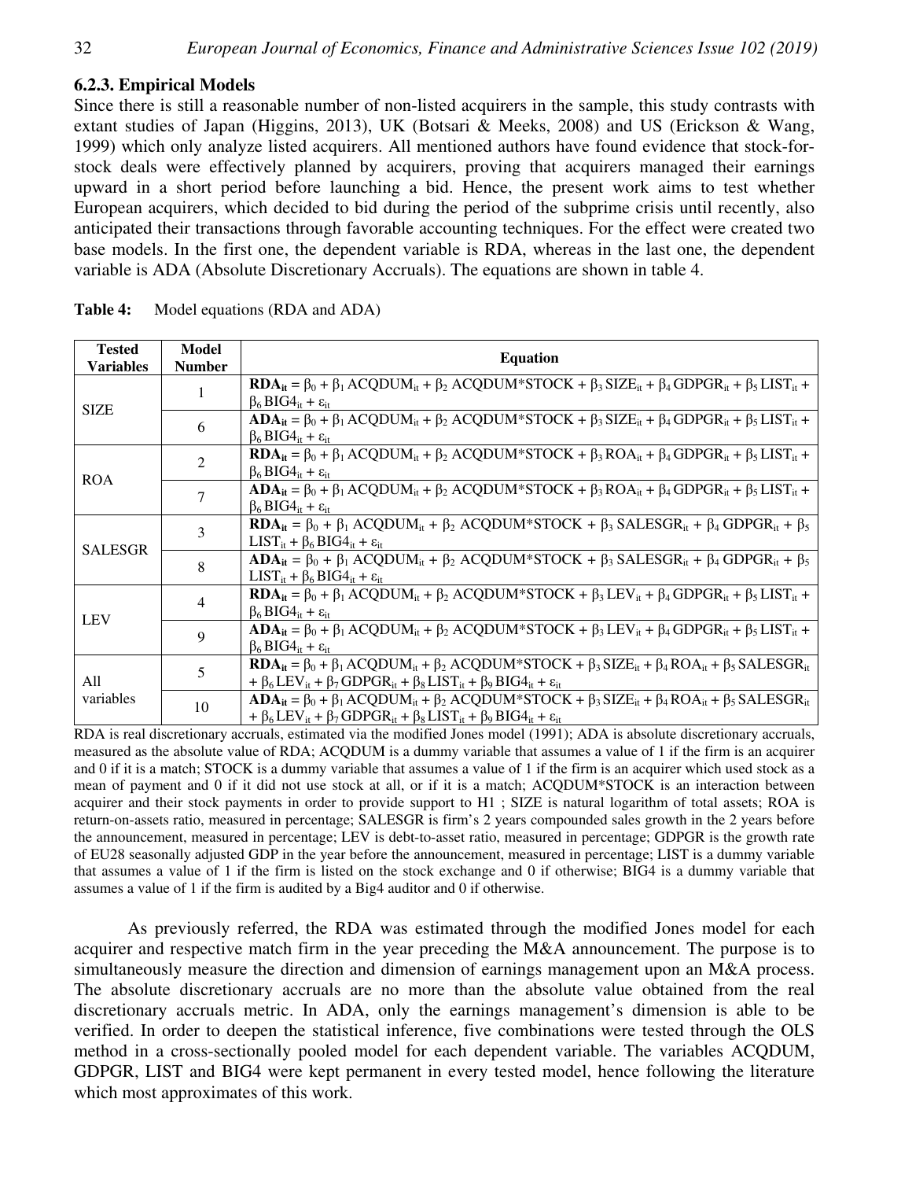### 6.2.3. Empirical Models

Since there is still a reasonable number of non-listed acquirers in the sample, this study contrasts with extant studies of Japan (Higgins, 2013), UK (Botsari & Meeks, 2008) and US (Erickson & Wang, 1999) which only analyze listed acquirers. All mentioned authors have found evidence that stock-for-stock deals were effectively planned by acquirers, proving that acquirers managed their earnings upward in a short period before launching a bid. Hence, the present work aims to test whether European acquirers, which decided to bid during the period of the subprime crisis until recently, also anticipated their transactions through favorable accounting techniques. For the effect were created two base models. In the first one, the dependent variable is RDA, whereas in the last one, the dependent variable is ADA (Absolute Discretionary Accruals). The equations are shown in table 4.

**Table 4:** Model equations (RDA and ADA)

| Tested Variables | Model Number | Equation |
|---|---|---|
| SIZE | 1 | $\mathbf{RDA_{it}} = \beta_0 + \beta_1 ACQDUM_{it} + \beta_2 ACQDUM*STOCK + \beta_3 SIZE_{it} + \beta_4 GDPGR_{it} + \beta_5 LIST_{it} + \beta_6 BIG4_{it} + \varepsilon_{it}$ |
| | 6 | $\mathbf{ADA_{it}} = \beta_0 + \beta_1 ACQDUM_{it} + \beta_2 ACQDUM*STOCK + \beta_3 SIZE_{it} + \beta_4 GDPGR_{it} + \beta_5 LIST_{it} + \beta_6 BIG4_{it} + \varepsilon_{it}$ |
| ROA | 2 | $\mathbf{RDA_{it}} = \beta_0 + \beta_1 ACQDUM_{it} + \beta_2 ACQDUM*STOCK + \beta_3 ROA_{it} + \beta_4 GDPGR_{it} + \beta_5 LIST_{it} + \beta_6 BIG4_{it} + \varepsilon_{it}$ |
| | 7 | $\mathbf{ADA_{it}} = \beta_0 + \beta_1 ACQDUM_{it} + \beta_2 ACQDUM*STOCK + \beta_3 ROA_{it} + \beta_4 GDPGR_{it} + \beta_5 LIST_{it} + \beta_6 BIG4_{it} + \varepsilon_{it}$ |
| SALESGR | 3 | $\mathbf{RDA_{it}} = \beta_0 + \beta_1 ACQDUM_{it} + \beta_2 ACQDUM*STOCK + \beta_3 SALESGR_{it} + \beta_4 GDPGR_{it} + \beta_5 LIST_{it} + \beta_6 BIG4_{it} + \varepsilon_{it}$ |
| | 8 | $\mathbf{ADA_{it}} = \beta_0 + \beta_1 ACQDUM_{it} + \beta_2 ACQDUM*STOCK + \beta_3 SALESGR_{it} + \beta_4 GDPGR_{it} + \beta_5 LIST_{it} + \beta_6 BIG4_{it} + \varepsilon_{it}$ |
| LEV | 4 | $\mathbf{RDA_{it}} = \beta_0 + \beta_1 ACQDUM_{it} + \beta_2 ACQDUM*STOCK + \beta_3 LEV_{it} + \beta_4 GDPGR_{it} + \beta_5 LIST_{it} + \beta_6 BIG4_{it} + \varepsilon_{it}$ |
| | 9 | $\mathbf{ADA_{it}} = \beta_0 + \beta_1 ACQDUM_{it} + \beta_2 ACQDUM*STOCK + \beta_3 LEV_{it} + \beta_4 GDPGR_{it} + \beta_5 LIST_{it} + \beta_6 BIG4_{it} + \varepsilon_{it}$ |
| All variables | 5 | $\mathbf{RDA_{it}} = \beta_0 + \beta_1 ACQDUM_{it} + \beta_2 ACQDUM*STOCK + \beta_3 SIZE_{it} + \beta_4 ROA_{it} + \beta_5 SALESGR_{it} + \beta_6 LEV_{it} + \beta_7 GDPGR_{it} + \beta_8 LIST_{it} + \beta_9 BIG4_{it} + \varepsilon_{it}$ |
| | 10 | $\mathbf{ADA_{it}} = \beta_0 + \beta_1 ACQDUM_{it} + \beta_2 ACQDUM*STOCK + \beta_3 SIZE_{it} + \beta_4 ROA_{it} + \beta_5 SALESGR_{it} + \beta_6 LEV_{it} + \beta_7 GDPGR_{it} + \beta_8 LIST_{it} + \beta_9 BIG4_{it} + \varepsilon_{it}$ |

RDA is real discretionary accruals, estimated via the modified Jones model (1991); ADA is absolute discretionary accruals, measured as the absolute value of RDA; ACQDUM is a dummy variable that assumes a value of 1 if the firm is an acquirer and 0 if it is a match; STOCK is a dummy variable that assumes a value of 1 if the firm is an acquirer which used stock as a mean of payment and 0 if it did not use stock at all, or if it is a match; ACQDUM*STOCK is an interaction between acquirer and their stock payments in order to provide support to H1 ; SIZE is natural logarithm of total assets; ROA is return-on-assets ratio, measured in percentage; SALESGR is firm's 2 years compounded sales growth in the 2 years before the announcement, measured in percentage; LEV is debt-to-asset ratio, measured in percentage; GDPGR is the growth rate of EU28 seasonally adjusted GDP in the year before the announcement, measured in percentage; LIST is a dummy variable that assumes a value of 1 if the firm is listed on the stock exchange and 0 if otherwise; BIG4 is a dummy variable that assumes a value of 1 if the firm is audited by a Big4 auditor and 0 if otherwise.

As previously referred, the RDA was estimated through the modified Jones model for each acquirer and respective match firm in the year preceding the M&A announcement. The purpose is to simultaneously measure the direction and dimension of earnings management upon an M&A process. The absolute discretionary accruals are no more than the absolute value obtained from the real discretionary accruals metric. In ADA, only the earnings management's dimension is able to be verified. In order to deepen the statistical inference, five combinations were tested through the OLS method in a cross-sectionally pooled model for each dependent variable. The variables ACQDUM, GDPGR, LIST and BIG4 were kept permanent in every tested model, hence following the literature which most approximates of this work.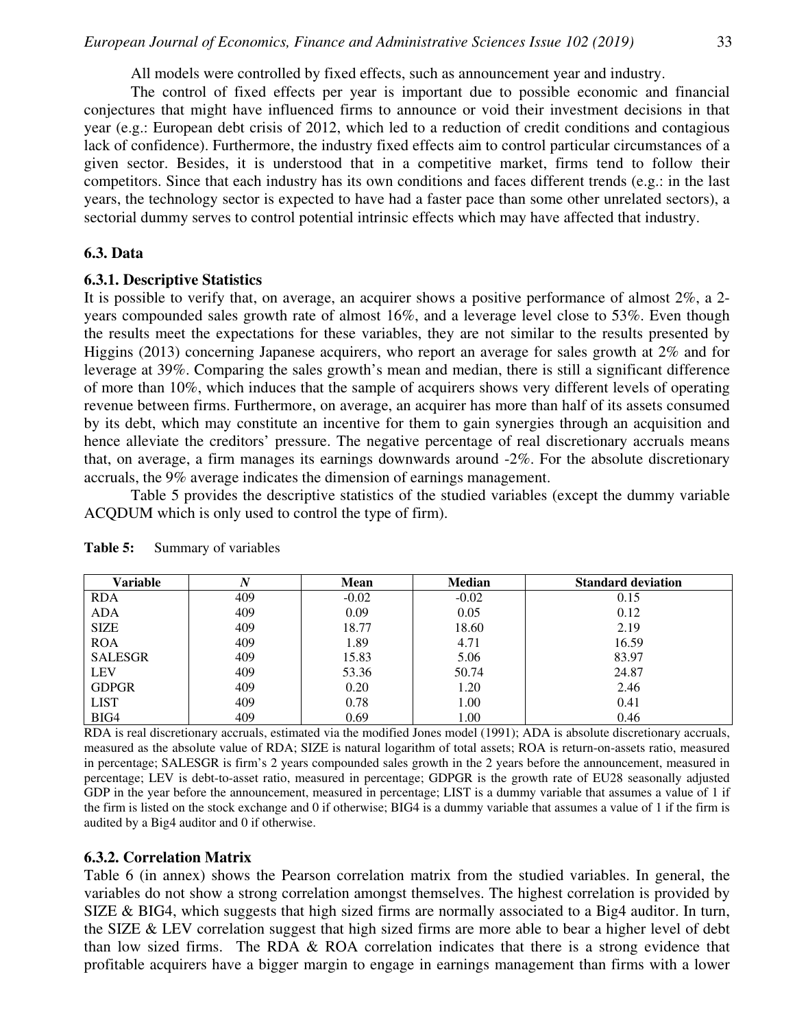All models were controlled by fixed effects, such as announcement year and industry.

The control of fixed effects per year is important due to possible economic and financial conjectures that might have influenced firms to announce or void their investment decisions in that year (e.g.: European debt crisis of 2012, which led to a reduction of credit conditions and contagious lack of confidence). Furthermore, the industry fixed effects aim to control particular circumstances of a given sector. Besides, it is understood that in a competitive market, firms tend to follow their competitors. Since that each industry has its own conditions and faces different trends (e.g.: in the last years, the technology sector is expected to have had a faster pace than some other unrelated sectors), a sectorial dummy serves to control potential intrinsic effects which may have affected that industry.

### 6.3. Data

#### 6.3.1. Descriptive Statistics

It is possible to verify that, on average, an acquirer shows a positive performance of almost 2%, a 2-years compounded sales growth rate of almost 16%, and a leverage level close to 53%. Even though the results meet the expectations for these variables, they are not similar to the results presented by Higgins (2013) concerning Japanese acquirers, who report an average for sales growth at 2% and for leverage at 39%. Comparing the sales growth's mean and median, there is still a significant difference of more than 10%, which induces that the sample of acquirers shows very different levels of operating revenue between firms. Furthermore, on average, an acquirer has more than half of its assets consumed by its debt, which may constitute an incentive for them to gain synergies through an acquisition and hence alleviate the creditors' pressure. The negative percentage of real discretionary accruals means that, on average, a firm manages its earnings downwards around -2%. For the absolute discretionary accruals, the 9% average indicates the dimension of earnings management.

Table 5 provides the descriptive statistics of the studied variables (except the dummy variable ACQDUM which is only used to control the type of firm).

**Table 5:** Summary of variables

| Variable | *N* | Mean | Median | Standard deviation |
|---|---|---|---|---|
| RDA | 409 | -0.02 | -0.02 | 0.15 |
| ADA | 409 | 0.09 | 0.05 | 0.12 |
| SIZE | 409 | 18.77 | 18.60 | 2.19 |
| ROA | 409 | 1.89 | 4.71 | 16.59 |
| SALESGR | 409 | 15.83 | 5.06 | 83.97 |
| LEV | 409 | 53.36 | 50.74 | 24.87 |
| GDPGR | 409 | 0.20 | 1.20 | 2.46 |
| LIST | 409 | 0.78 | 1.00 | 0.41 |
| BIG4 | 409 | 0.69 | 1.00 | 0.46 |

RDA is real discretionary accruals, estimated via the modified Jones model (1991); ADA is absolute discretionary accruals, measured as the absolute value of RDA; SIZE is natural logarithm of total assets; ROA is return-on-assets ratio, measured in percentage; SALESGR is firm's 2 years compounded sales growth in the 2 years before the announcement, measured in percentage; LEV is debt-to-asset ratio, measured in percentage; GDPGR is the growth rate of EU28 seasonally adjusted GDP in the year before the announcement, measured in percentage; LIST is a dummy variable that assumes a value of 1 if the firm is listed on the stock exchange and 0 if otherwise; BIG4 is a dummy variable that assumes a value of 1 if the firm is audited by a Big4 auditor and 0 if otherwise.

#### 6.3.2. Correlation Matrix

Table 6 (in annex) shows the Pearson correlation matrix from the studied variables. In general, the variables do not show a strong correlation amongst themselves. The highest correlation is provided by SIZE & BIG4, which suggests that high sized firms are normally associated to a Big4 auditor. In turn, the SIZE & LEV correlation suggest that high sized firms are more able to bear a higher level of debt than low sized firms. The RDA & ROA correlation indicates that there is a strong evidence that profitable acquirers have a bigger margin to engage in earnings management than firms with a lower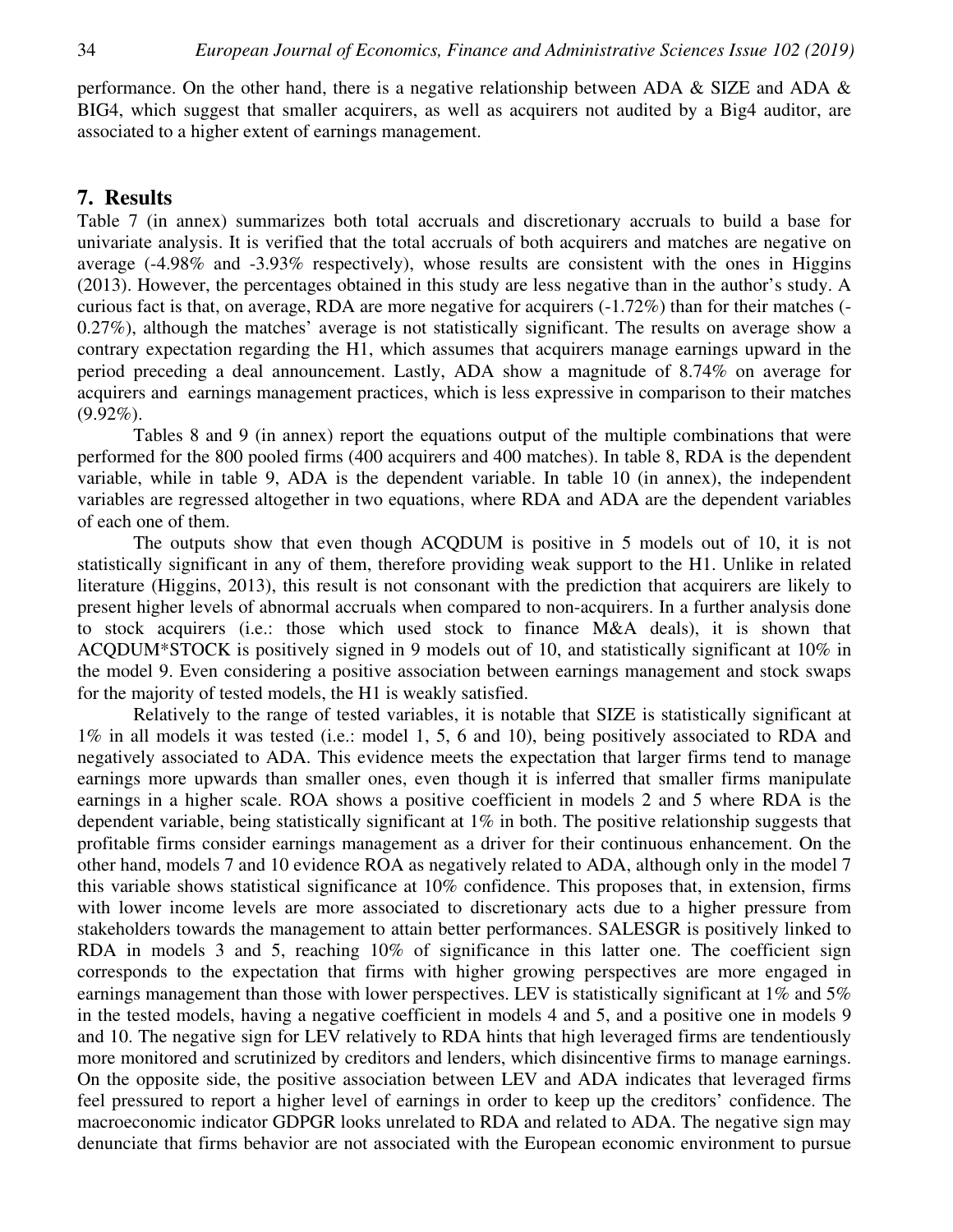performance. On the other hand, there is a negative relationship between ADA & SIZE and ADA & BIG4, which suggest that smaller acquirers, as well as acquirers not audited by a Big4 auditor, are associated to a higher extent of earnings management.

## 7. Results

Table 7 (in annex) summarizes both total accruals and discretionary accruals to build a base for univariate analysis. It is verified that the total accruals of both acquirers and matches are negative on average (-4.98% and -3.93% respectively), whose results are consistent with the ones in Higgins (2013). However, the percentages obtained in this study are less negative than in the author's study. A curious fact is that, on average, RDA are more negative for acquirers (-1.72%) than for their matches (-0.27%), although the matches' average is not statistically significant. The results on average show a contrary expectation regarding the H1, which assumes that acquirers manage earnings upward in the period preceding a deal announcement. Lastly, ADA show a magnitude of 8.74% on average for acquirers and earnings management practices, which is less expressive in comparison to their matches (9.92%).

Tables 8 and 9 (in annex) report the equations output of the multiple combinations that were performed for the 800 pooled firms (400 acquirers and 400 matches). In table 8, RDA is the dependent variable, while in table 9, ADA is the dependent variable. In table 10 (in annex), the independent variables are regressed altogether in two equations, where RDA and ADA are the dependent variables of each one of them.

The outputs show that even though ACQDUM is positive in 5 models out of 10, it is not statistically significant in any of them, therefore providing weak support to the H1. Unlike in related literature (Higgins, 2013), this result is not consonant with the prediction that acquirers are likely to present higher levels of abnormal accruals when compared to non-acquirers. In a further analysis done to stock acquirers (i.e.: those which used stock to finance M&A deals), it is shown that ACQDUM*STOCK is positively signed in 9 models out of 10, and statistically significant at 10% in the model 9. Even considering a positive association between earnings management and stock swaps for the majority of tested models, the H1 is weakly satisfied.

Relatively to the range of tested variables, it is notable that SIZE is statistically significant at 1% in all models it was tested (i.e.: model 1, 5, 6 and 10), being positively associated to RDA and negatively associated to ADA. This evidence meets the expectation that larger firms tend to manage earnings more upwards than smaller ones, even though it is inferred that smaller firms manipulate earnings in a higher scale. ROA shows a positive coefficient in models 2 and 5 where RDA is the dependent variable, being statistically significant at 1% in both. The positive relationship suggests that profitable firms consider earnings management as a driver for their continuous enhancement. On the other hand, models 7 and 10 evidence ROA as negatively related to ADA, although only in the model 7 this variable shows statistical significance at 10% confidence. This proposes that, in extension, firms with lower income levels are more associated to discretionary acts due to a higher pressure from stakeholders towards the management to attain better performances. SALESGR is positively linked to RDA in models 3 and 5, reaching 10% of significance in this latter one. The coefficient sign corresponds to the expectation that firms with higher growing perspectives are more engaged in earnings management than those with lower perspectives. LEV is statistically significant at 1% and 5% in the tested models, having a negative coefficient in models 4 and 5, and a positive one in models 9 and 10. The negative sign for LEV relatively to RDA hints that high leveraged firms are tendentiously more monitored and scrutinized by creditors and lenders, which disincentive firms to manage earnings. On the opposite side, the positive association between LEV and ADA indicates that leveraged firms feel pressured to report a higher level of earnings in order to keep up the creditors' confidence. The macroeconomic indicator GDPGR looks unrelated to RDA and related to ADA. The negative sign may denunciate that firms behavior are not associated with the European economic environment to pursue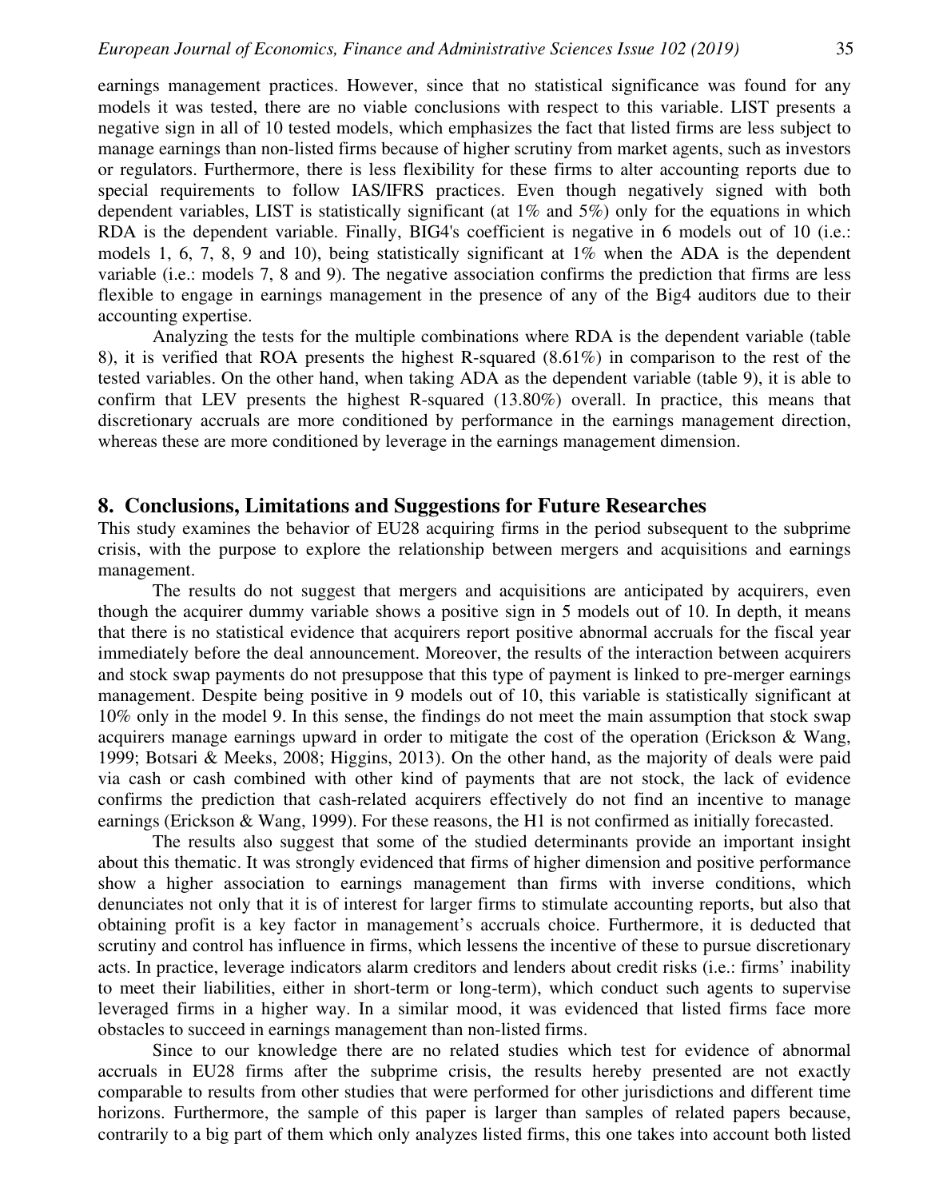earnings management practices. However, since that no statistical significance was found for any models it was tested, there are no viable conclusions with respect to this variable. LIST presents a negative sign in all of 10 tested models, which emphasizes the fact that listed firms are less subject to manage earnings than non-listed firms because of higher scrutiny from market agents, such as investors or regulators. Furthermore, there is less flexibility for these firms to alter accounting reports due to special requirements to follow IAS/IFRS practices. Even though negatively signed with both dependent variables, LIST is statistically significant (at 1% and 5%) only for the equations in which RDA is the dependent variable. Finally, BIG4's coefficient is negative in 6 models out of 10 (i.e.: models 1, 6, 7, 8, 9 and 10), being statistically significant at 1% when the ADA is the dependent variable (i.e.: models 7, 8 and 9). The negative association confirms the prediction that firms are less flexible to engage in earnings management in the presence of any of the Big4 auditors due to their accounting expertise.

Analyzing the tests for the multiple combinations where RDA is the dependent variable (table 8), it is verified that ROA presents the highest R-squared (8.61%) in comparison to the rest of the tested variables. On the other hand, when taking ADA as the dependent variable (table 9), it is able to confirm that LEV presents the highest R-squared (13.80%) overall. In practice, this means that discretionary accruals are more conditioned by performance in the earnings management direction, whereas these are more conditioned by leverage in the earnings management dimension.

## 8. Conclusions, Limitations and Suggestions for Future Researches

This study examines the behavior of EU28 acquiring firms in the period subsequent to the subprime crisis, with the purpose to explore the relationship between mergers and acquisitions and earnings management.

The results do not suggest that mergers and acquisitions are anticipated by acquirers, even though the acquirer dummy variable shows a positive sign in 5 models out of 10. In depth, it means that there is no statistical evidence that acquirers report positive abnormal accruals for the fiscal year immediately before the deal announcement. Moreover, the results of the interaction between acquirers and stock swap payments do not presuppose that this type of payment is linked to pre-merger earnings management. Despite being positive in 9 models out of 10, this variable is statistically significant at 10% only in the model 9. In this sense, the findings do not meet the main assumption that stock swap acquirers manage earnings upward in order to mitigate the cost of the operation (Erickson & Wang, 1999; Botsari & Meeks, 2008; Higgins, 2013). On the other hand, as the majority of deals were paid via cash or cash combined with other kind of payments that are not stock, the lack of evidence confirms the prediction that cash-related acquirers effectively do not find an incentive to manage earnings (Erickson & Wang, 1999). For these reasons, the H1 is not confirmed as initially forecasted.

The results also suggest that some of the studied determinants provide an important insight about this thematic. It was strongly evidenced that firms of higher dimension and positive performance show a higher association to earnings management than firms with inverse conditions, which denunciates not only that it is of interest for larger firms to stimulate accounting reports, but also that obtaining profit is a key factor in management's accruals choice. Furthermore, it is deducted that scrutiny and control has influence in firms, which lessens the incentive of these to pursue discretionary acts. In practice, leverage indicators alarm creditors and lenders about credit risks (i.e.: firms' inability to meet their liabilities, either in short-term or long-term), which conduct such agents to supervise leveraged firms in a higher way. In a similar mood, it was evidenced that listed firms face more obstacles to succeed in earnings management than non-listed firms.

Since to our knowledge there are no related studies which test for evidence of abnormal accruals in EU28 firms after the subprime crisis, the results hereby presented are not exactly comparable to results from other studies that were performed for other jurisdictions and different time horizons. Furthermore, the sample of this paper is larger than samples of related papers because, contrarily to a big part of them which only analyzes listed firms, this one takes into account both listed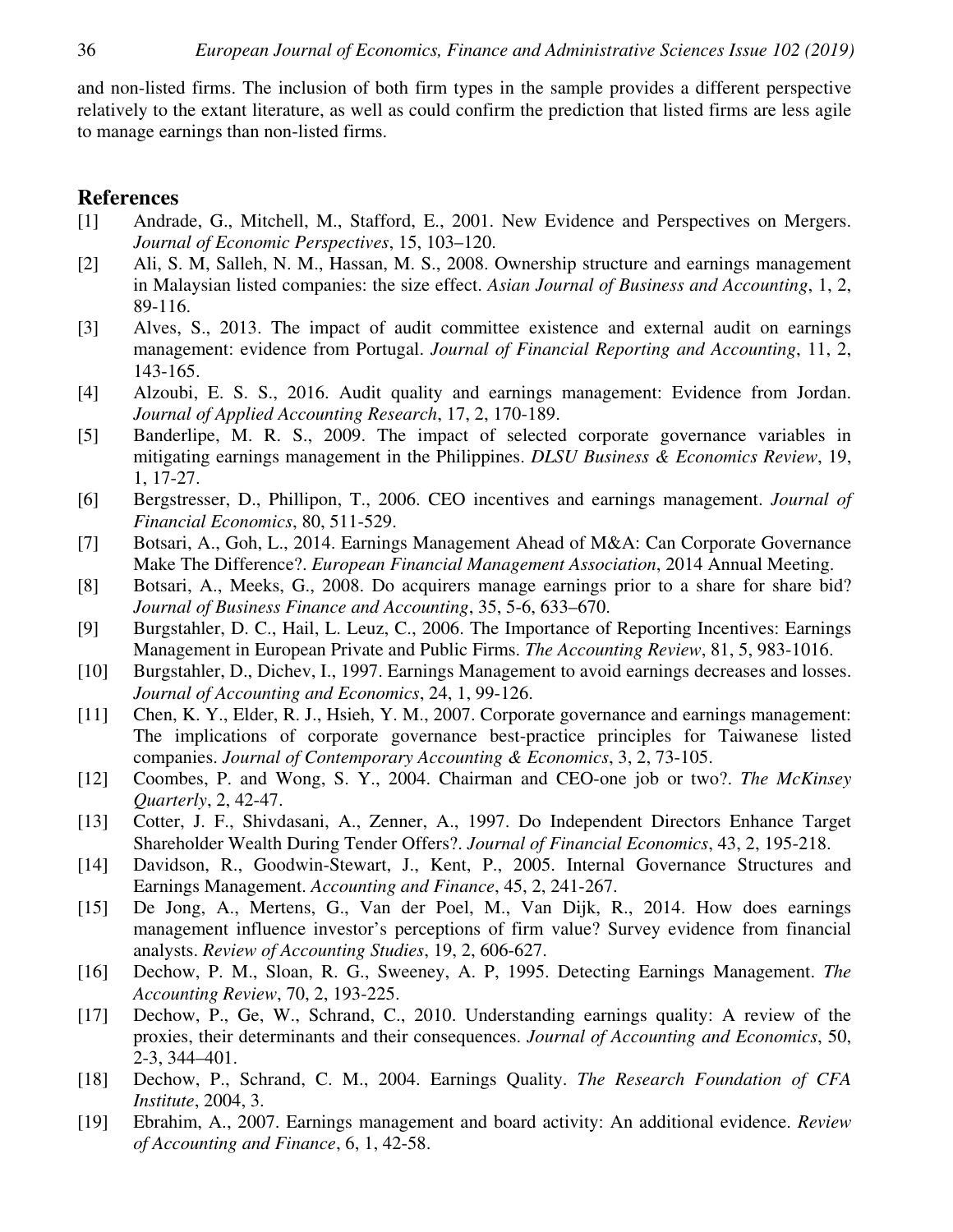and non-listed firms. The inclusion of both firm types in the sample provides a different perspective relatively to the extant literature, as well as could confirm the prediction that listed firms are less agile to manage earnings than non-listed firms.

## References

[1] Andrade, G., Mitchell, M., Stafford, E., 2001. New Evidence and Perspectives on Mergers. *Journal of Economic Perspectives*, 15, 103–120.

[2] Ali, S. M, Salleh, N. M., Hassan, M. S., 2008. Ownership structure and earnings management in Malaysian listed companies: the size effect. *Asian Journal of Business and Accounting*, 1, 2, 89-116.

[3] Alves, S., 2013. The impact of audit committee existence and external audit on earnings management: evidence from Portugal. *Journal of Financial Reporting and Accounting*, 11, 2, 143-165.

[4] Alzoubi, E. S. S., 2016. Audit quality and earnings management: Evidence from Jordan. *Journal of Applied Accounting Research*, 17, 2, 170-189.

[5] Banderlipe, M. R. S., 2009. The impact of selected corporate governance variables in mitigating earnings management in the Philippines. *DLSU Business & Economics Review*, 19, 1, 17-27.

[6] Bergstresser, D., Phillipon, T., 2006. CEO incentives and earnings management. *Journal of Financial Economics*, 80, 511-529.

[7] Botsari, A., Goh, L., 2014. Earnings Management Ahead of M&A: Can Corporate Governance Make The Difference?. *European Financial Management Association*, 2014 Annual Meeting.

[8] Botsari, A., Meeks, G., 2008. Do acquirers manage earnings prior to a share for share bid? *Journal of Business Finance and Accounting*, 35, 5-6, 633–670.

[9] Burgstahler, D. C., Hail, L. Leuz, C., 2006. The Importance of Reporting Incentives: Earnings Management in European Private and Public Firms. *The Accounting Review*, 81, 5, 983-1016.

[10] Burgstahler, D., Dichev, I., 1997. Earnings Management to avoid earnings decreases and losses. *Journal of Accounting and Economics*, 24, 1, 99-126.

[11] Chen, K. Y., Elder, R. J., Hsieh, Y. M., 2007. Corporate governance and earnings management: The implications of corporate governance best-practice principles for Taiwanese listed companies. *Journal of Contemporary Accounting & Economics*, 3, 2, 73-105.

[12] Coombes, P. and Wong, S. Y., 2004. Chairman and CEO-one job or two?. *The McKinsey Quarterly*, 2, 42-47.

[13] Cotter, J. F., Shivdasani, A., Zenner, A., 1997. Do Independent Directors Enhance Target Shareholder Wealth During Tender Offers?. *Journal of Financial Economics*, 43, 2, 195-218.

[14] Davidson, R., Goodwin-Stewart, J., Kent, P., 2005. Internal Governance Structures and Earnings Management. *Accounting and Finance*, 45, 2, 241-267.

[15] De Jong, A., Mertens, G., Van der Poel, M., Van Dijk, R., 2014. How does earnings management influence investor's perceptions of firm value? Survey evidence from financial analysts. *Review of Accounting Studies*, 19, 2, 606-627.

[16] Dechow, P. M., Sloan, R. G., Sweeney, A. P, 1995. Detecting Earnings Management. *The Accounting Review*, 70, 2, 193-225.

[17] Dechow, P., Ge, W., Schrand, C., 2010. Understanding earnings quality: A review of the proxies, their determinants and their consequences. *Journal of Accounting and Economics*, 50, 2-3, 344–401.

[18] Dechow, P., Schrand, C. M., 2004. Earnings Quality. *The Research Foundation of CFA Institute*, 2004, 3.

[19] Ebrahim, A., 2007. Earnings management and board activity: An additional evidence. *Review of Accounting and Finance*, 6, 1, 42-58.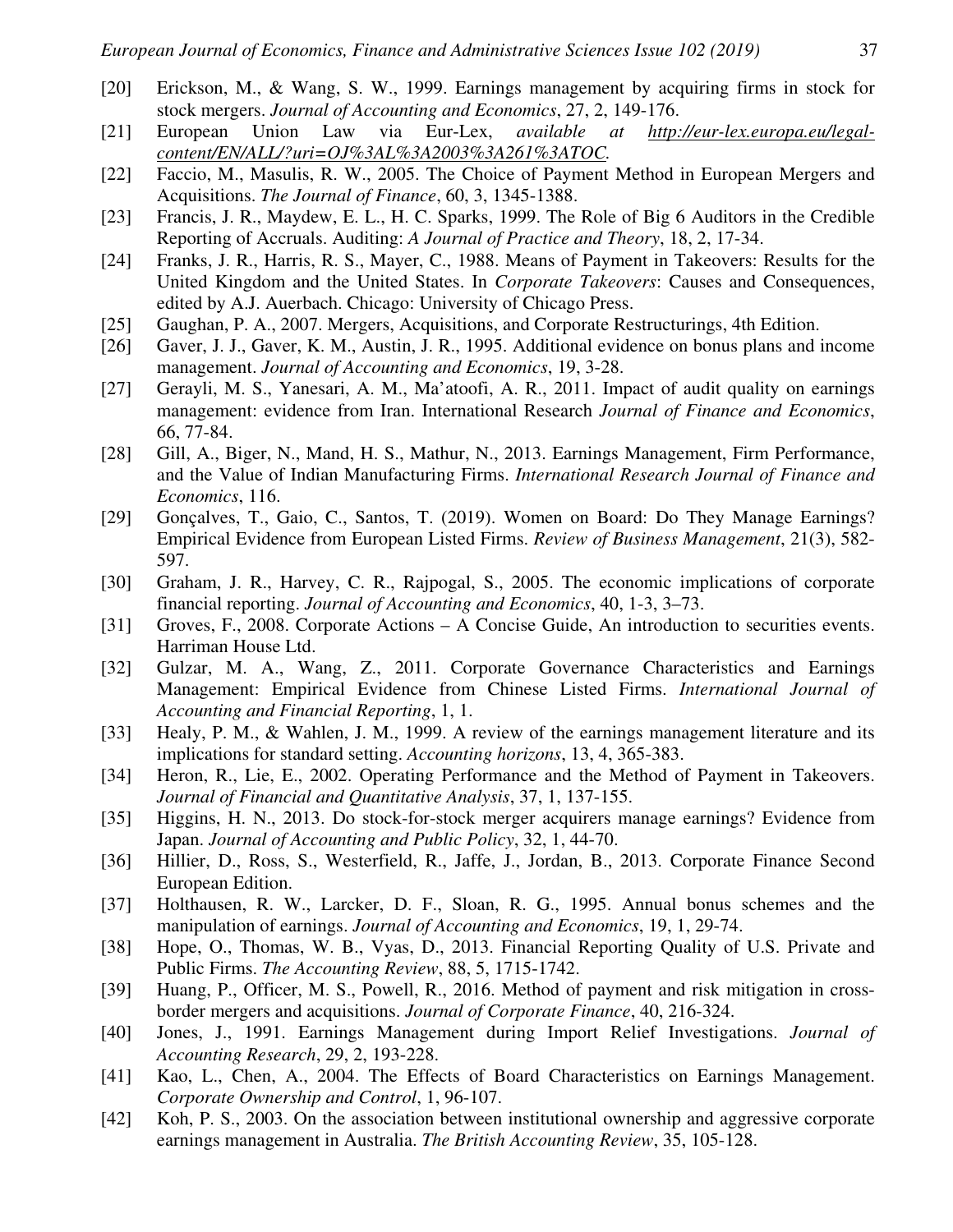[20] Erickson, M., & Wang, S. W., 1999. Earnings management by acquiring firms in stock for stock mergers. *Journal of Accounting and Economics*, 27, 2, 149-176.

[21] European Union Law via Eur-Lex, *available at http://eur-lex.europa.eu/legal-content/EN/ALL/?uri=OJ%3AL%3A2003%3A261%3ATOC.*

[22] Faccio, M., Masulis, R. W., 2005. The Choice of Payment Method in European Mergers and Acquisitions. *The Journal of Finance*, 60, 3, 1345-1388.

[23] Francis, J. R., Maydew, E. L., H. C. Sparks, 1999. The Role of Big 6 Auditors in the Credible Reporting of Accruals. Auditing: *A Journal of Practice and Theory*, 18, 2, 17-34.

[24] Franks, J. R., Harris, R. S., Mayer, C., 1988. Means of Payment in Takeovers: Results for the United Kingdom and the United States. In *Corporate Takeovers*: Causes and Consequences, edited by A.J. Auerbach. Chicago: University of Chicago Press.

[25] Gaughan, P. A., 2007. Mergers, Acquisitions, and Corporate Restructurings, 4th Edition.

[26] Gaver, J. J., Gaver, K. M., Austin, J. R., 1995. Additional evidence on bonus plans and income management. *Journal of Accounting and Economics*, 19, 3-28.

[27] Gerayli, M. S., Yanesari, A. M., Ma'atoofi, A. R., 2011. Impact of audit quality on earnings management: evidence from Iran. International Research *Journal of Finance and Economics*, 66, 77-84.

[28] Gill, A., Biger, N., Mand, H. S., Mathur, N., 2013. Earnings Management, Firm Performance, and the Value of Indian Manufacturing Firms. *International Research Journal of Finance and Economics*, 116.

[29] Gonçalves, T., Gaio, C., Santos, T. (2019). Women on Board: Do They Manage Earnings? Empirical Evidence from European Listed Firms. *Review of Business Management*, 21(3), 582-597.

[30] Graham, J. R., Harvey, C. R., Rajpogal, S., 2005. The economic implications of corporate financial reporting. *Journal of Accounting and Economics*, 40, 1-3, 3–73.

[31] Groves, F., 2008. Corporate Actions – A Concise Guide, An introduction to securities events. Harriman House Ltd.

[32] Gulzar, M. A., Wang, Z., 2011. Corporate Governance Characteristics and Earnings Management: Empirical Evidence from Chinese Listed Firms. *International Journal of Accounting and Financial Reporting*, 1, 1.

[33] Healy, P. M., & Wahlen, J. M., 1999. A review of the earnings management literature and its implications for standard setting. *Accounting horizons*, 13, 4, 365-383.

[34] Heron, R., Lie, E., 2002. Operating Performance and the Method of Payment in Takeovers. *Journal of Financial and Quantitative Analysis*, 37, 1, 137-155.

[35] Higgins, H. N., 2013. Do stock-for-stock merger acquirers manage earnings? Evidence from Japan. *Journal of Accounting and Public Policy*, 32, 1, 44-70.

[36] Hillier, D., Ross, S., Westerfield, R., Jaffe, J., Jordan, B., 2013. Corporate Finance Second European Edition.

[37] Holthausen, R. W., Larcker, D. F., Sloan, R. G., 1995. Annual bonus schemes and the manipulation of earnings. *Journal of Accounting and Economics*, 19, 1, 29-74.

[38] Hope, O., Thomas, W. B., Vyas, D., 2013. Financial Reporting Quality of U.S. Private and Public Firms. *The Accounting Review*, 88, 5, 1715-1742.

[39] Huang, P., Officer, M. S., Powell, R., 2016. Method of payment and risk mitigation in cross-border mergers and acquisitions. *Journal of Corporate Finance*, 40, 216-324.

[40] Jones, J., 1991. Earnings Management during Import Relief Investigations. *Journal of Accounting Research*, 29, 2, 193-228.

[41] Kao, L., Chen, A., 2004. The Effects of Board Characteristics on Earnings Management. *Corporate Ownership and Control*, 1, 96-107.

[42] Koh, P. S., 2003. On the association between institutional ownership and aggressive corporate earnings management in Australia. *The British Accounting Review*, 35, 105-128.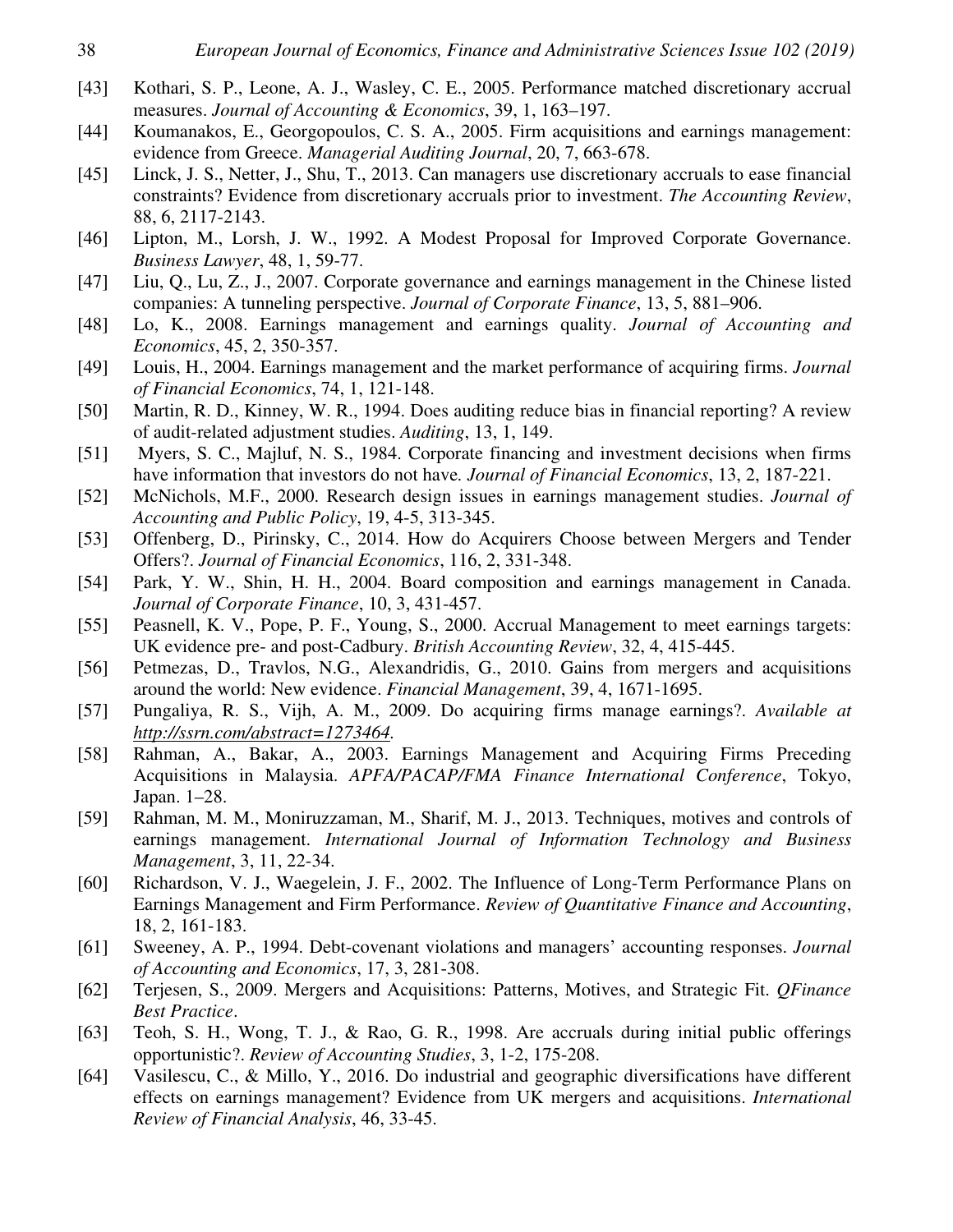[43] Kothari, S. P., Leone, A. J., Wasley, C. E., 2005. Performance matched discretionary accrual measures. *Journal of Accounting & Economics*, 39, 1, 163–197.

[44] Koumanakos, E., Georgopoulos, C. S. A., 2005. Firm acquisitions and earnings management: evidence from Greece. *Managerial Auditing Journal*, 20, 7, 663-678.

[45] Linck, J. S., Netter, J., Shu, T., 2013. Can managers use discretionary accruals to ease financial constraints? Evidence from discretionary accruals prior to investment. *The Accounting Review*, 88, 6, 2117-2143.

[46] Lipton, M., Lorsh, J. W., 1992. A Modest Proposal for Improved Corporate Governance. *Business Lawyer*, 48, 1, 59-77.

[47] Liu, Q., Lu, Z., J., 2007. Corporate governance and earnings management in the Chinese listed companies: A tunneling perspective. *Journal of Corporate Finance*, 13, 5, 881–906.

[48] Lo, K., 2008. Earnings management and earnings quality. *Journal of Accounting and Economics*, 45, 2, 350-357.

[49] Louis, H., 2004. Earnings management and the market performance of acquiring firms. *Journal of Financial Economics*, 74, 1, 121-148.

[50] Martin, R. D., Kinney, W. R., 1994. Does auditing reduce bias in financial reporting? A review of audit-related adjustment studies. *Auditing*, 13, 1, 149.

[51] Myers, S. C., Majluf, N. S., 1984. Corporate financing and investment decisions when firms have information that investors do not have. *Journal of Financial Economics*, 13, 2, 187-221.

[52] McNichols, M.F., 2000. Research design issues in earnings management studies. *Journal of Accounting and Public Policy*, 19, 4-5, 313-345.

[53] Offenberg, D., Pirinsky, C., 2014. How do Acquirers Choose between Mergers and Tender Offers?. *Journal of Financial Economics*, 116, 2, 331-348.

[54] Park, Y. W., Shin, H. H., 2004. Board composition and earnings management in Canada. *Journal of Corporate Finance*, 10, 3, 431-457.

[55] Peasnell, K. V., Pope, P. F., Young, S., 2000. Accrual Management to meet earnings targets: UK evidence pre- and post-Cadbury. *British Accounting Review*, 32, 4, 415-445.

[56] Petmezas, D., Travlos, N.G., Alexandridis, G., 2010. Gains from mergers and acquisitions around the world: New evidence. *Financial Management*, 39, 4, 1671-1695.

[57] Pungaliya, R. S., Vijh, A. M., 2009. Do acquiring firms manage earnings?. *Available at http://ssrn.com/abstract=1273464*.

[58] Rahman, A., Bakar, A., 2003. Earnings Management and Acquiring Firms Preceding Acquisitions in Malaysia. *APFA/PACAP/FMA Finance International Conference*, Tokyo, Japan. 1–28.

[59] Rahman, M. M., Moniruzzaman, M., Sharif, M. J., 2013. Techniques, motives and controls of earnings management. *International Journal of Information Technology and Business Management*, 3, 11, 22-34.

[60] Richardson, V. J., Waegelein, J. F., 2002. The Influence of Long-Term Performance Plans on Earnings Management and Firm Performance. *Review of Quantitative Finance and Accounting*, 18, 2, 161-183.

[61] Sweeney, A. P., 1994. Debt-covenant violations and managers' accounting responses. *Journal of Accounting and Economics*, 17, 3, 281-308.

[62] Terjesen, S., 2009. Mergers and Acquisitions: Patterns, Motives, and Strategic Fit. *QFinance Best Practice*.

[63] Teoh, S. H., Wong, T. J., & Rao, G. R., 1998. Are accruals during initial public offerings opportunistic?. *Review of Accounting Studies*, 3, 1-2, 175-208.

[64] Vasilescu, C., & Millo, Y., 2016. Do industrial and geographic diversifications have different effects on earnings management? Evidence from UK mergers and acquisitions. *International Review of Financial Analysis*, 46, 33-45.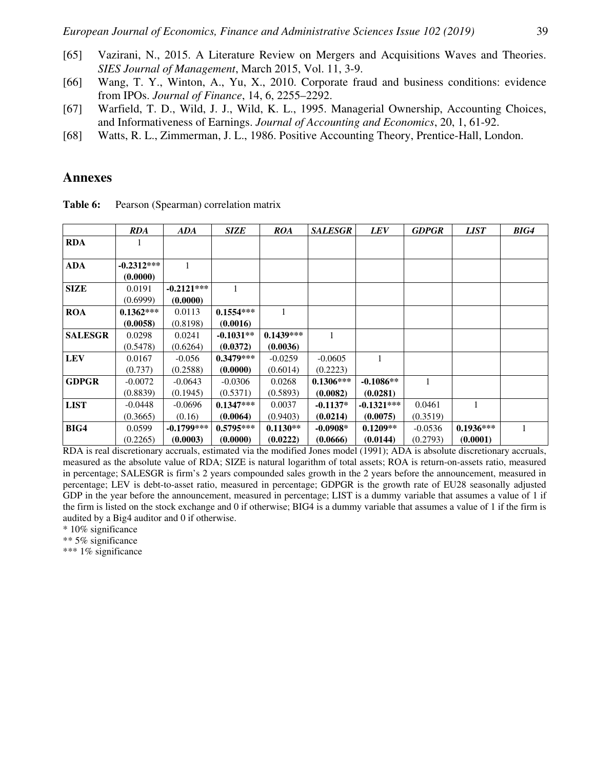[65] Vazirani, N., 2015. A Literature Review on Mergers and Acquisitions Waves and Theories. *SIES Journal of Management*, March 2015, Vol. 11, 3-9.

[66] Wang, T. Y., Winton, A., Yu, X., 2010. Corporate fraud and business conditions: evidence from IPOs. *Journal of Finance*, 14, 6, 2255–2292.

[67] Warfield, T. D., Wild, J. J., Wild, K. L., 1995. Managerial Ownership, Accounting Choices, and Informativeness of Earnings. *Journal of Accounting and Economics*, 20, 1, 61-92.

[68] Watts, R. L., Zimmerman, J. L., 1986. Positive Accounting Theory, Prentice-Hall, London.

## Annexes

**Table 6:** Pearson (Spearman) correlation matrix

| | ***RDA*** | ***ADA*** | ***SIZE*** | ***ROA*** | ***SALESGR*** | ***LEV*** | ***GDPGR*** | ***LIST*** | ***BIG4*** |
|---|---|---|---|---|---|---|---|---|---|
| **RDA** | 1 | | | | | | | | |
| **ADA** | **-0.2312\*\*\*** **(0.0000)** | 1 | | | | | | | |
| **SIZE** | 0.0191 (0.6999) | **-0.2121\*\*\*** **(0.0000)** | 1 | | | | | | |
| **ROA** | **0.1362\*\*\*** **(0.0058)** | 0.0113 (0.8198) | **0.1554\*\*\*** **(0.0016)** | 1 | | | | | |
| **SALESGR** | 0.0298 (0.5478) | 0.0241 (0.6264) | **-0.1031\*\*** **(0.0372)** | **0.1439\*\*\*** **(0.0036)** | 1 | | | | |
| **LEV** | 0.0167 (0.737) | -0.056 (0.2588) | **0.3479\*\*\*** **(0.0000)** | -0.0259 (0.6014) | -0.0605 (0.2223) | 1 | | | |
| **GDPGR** | -0.0072 (0.8839) | -0.0643 (0.1945) | -0.0306 (0.5371) | 0.0268 (0.5893) | **0.1306\*\*\*** **(0.0082)** | **-0.1086\*\*** **(0.0281)** | 1 | | |
| **LIST** | -0.0448 (0.3665) | -0.0696 (0.16) | **0.1347\*\*\*** **(0.0064)** | 0.0037 (0.9403) | **-0.1137\*** **(0.0214)** | **-0.1321\*\*\*** **(0.0075)** | 0.0461 (0.3519) | 1 | |
| **BIG4** | 0.0599 (0.2265) | **-0.1799\*\*\*** **(0.0003)** | **0.5795\*\*\*** **(0.0000)** | **0.1130\*\*** **(0.0222)** | **-0.0908\*** **(0.0666)** | **0.1209\*\*** **(0.0144)** | -0.0536 (0.2793) | **0.1936\*\*\*** **(0.0001)** | 1 |

RDA is real discretionary accruals, estimated via the modified Jones model (1991); ADA is absolute discretionary accruals, measured as the absolute value of RDA; SIZE is natural logarithm of total assets; ROA is return-on-assets ratio, measured in percentage; SALESGR is firm's 2 years compounded sales growth in the 2 years before the announcement, measured in percentage; LEV is debt-to-asset ratio, measured in percentage; GDPGR is the growth rate of EU28 seasonally adjusted GDP in the year before the announcement, measured in percentage; LIST is a dummy variable that assumes a value of 1 if the firm is listed on the stock exchange and 0 if otherwise; BIG4 is a dummy variable that assumes a value of 1 if the firm is audited by a Big4 auditor and 0 if otherwise.

\* 10% significance

\*\* 5% significance

\*\*\* 1% significance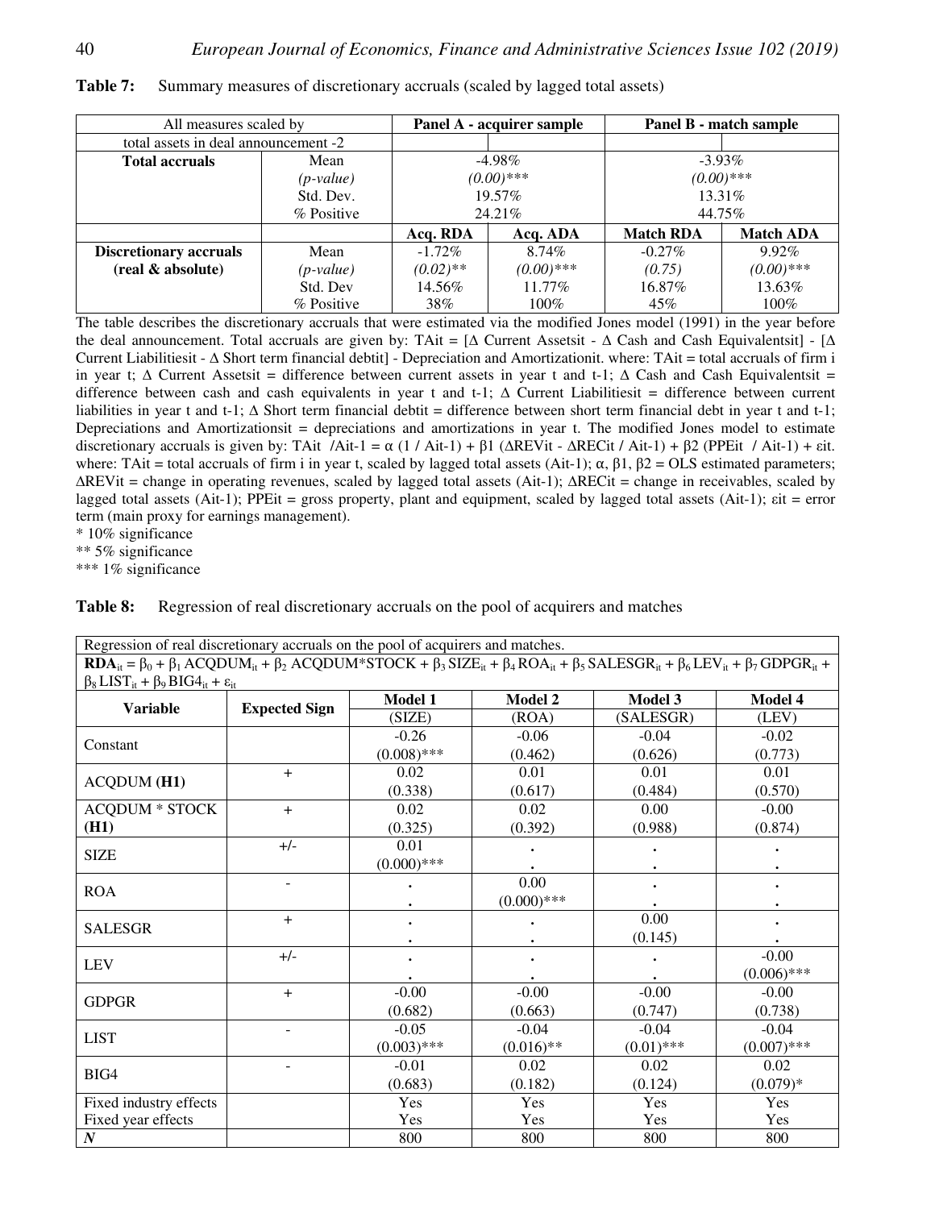**Table 7:** Summary measures of discretionary accruals (scaled by lagged total assets)

| All measures scaled by | | Panel A - acquirer sample | | Panel B - match sample | |
|---|---|---|---|---|---|
| total assets in deal announcement -2 | | | | | |
| **Total accruals** | Mean | -4.98% | | -3.93% | |
| | *(p-value)* | *(0.00)**** | | *(0.00)**** | |
| | Std. Dev. | 19.57% | | 13.31% | |
| | % Positive | 24.21% | | 44.75% | |
| | | **Acq. RDA** | **Acq. ADA** | **Match RDA** | **Match ADA** |
| **Discretionary accruals (real & absolute)** | Mean | -1.72% | 8.74% | -0.27% | 9.92% |
| | *(p-value)* | *(0.02)*** | *(0.00)**** | *(0.75)* | *(0.00)**** |
| | Std. Dev | 14.56% | 11.77% | 16.87% | 13.63% |
| | % Positive | 38% | 100% | 45% | 100% |

The table describes the discretionary accruals that were estimated via the modified Jones model (1991) in the year before the deal announcement. Total accruals are given by: $TA_{it}$ = [$\Delta$ Current $Assets_{it}$ - $\Delta$ Cash and Cash $Equivalents_{it}$] - [$\Delta$ Current $Liabilities_{it}$ - $\Delta$ Short term financial $debt_{it}$] - Depreciation and $Amortization_{it}$. where: $TA_{it}$ = total accruals of firm i in year t; $\Delta$ Current $Assets_{it}$ = difference between current assets in year t and t-1; $\Delta$ Cash and Cash $Equivalents_{it}$ = difference between cash and cash equivalents in year t and t-1; $\Delta$ Current $Liabilities_{it}$ = difference between current liabilities in year t and t-1; $\Delta$ Short term financial $debt_{it}$ = difference between short term financial debt in year t and t-1; Depreciations and $Amortizations_{it}$ = depreciations and amortizations in year t. The modified Jones model to estimate discretionary accruals is given by: $TA_{it} / A_{it-1} = \alpha (1 / A_{it-1}) + \beta 1 (\Delta REV_{it} - \Delta REC_{it} / A_{it-1}) + \beta 2 (PPE_{it} / A_{it-1}) + \varepsilon_{it}$. where: $TA_{it}$ = total accruals of firm i in year t, scaled by lagged total assets ($A_{it-1}$); $\alpha$, $\beta 1$, $\beta 2$ = OLS estimated parameters; $\Delta REV_{it}$ = change in operating revenues, scaled by lagged total assets ($A_{it-1}$); $\Delta REC_{it}$ = change in receivables, scaled by lagged total assets ($A_{it-1}$); $PPE_{it}$ = gross property, plant and equipment, scaled by lagged total assets ($A_{it-1}$); $\varepsilon_{it}$ = error term (main proxy for earnings management).

* 10% significance

** 5% significance

*** 1% significance

**Table 8:** Regression of real discretionary accruals on the pool of acquirers and matches

Regression of real discretionary accruals on the pool of acquirers and matches.

$$\mathbf{RDA}_{it} = \beta_0 + \beta_1 \, ACQDUM_{it} + \beta_2 \, ACQDUM{*}STOCK + \beta_3 \, SIZE_{it} + \beta_4 \, ROA_{it} + \beta_5 \, SALESGR_{it} + \beta_6 \, LEV_{it} + \beta_7 \, GDPGR_{it} + \beta_8 \, LIST_{it} + \beta_9 \, BIG4_{it} + \varepsilon_{it}$$

| Variable | Expected Sign | Model 1 (SIZE) | Model 2 (ROA) | Model 3 (SALESGR) | Model 4 (LEV) |
|---|---|---|---|---|---|
| Constant | | -0.26<br>(0.008)*** | -0.06<br>(0.462) | -0.04<br>(0.626) | -0.02<br>(0.773) |
| ACQDUM (**H1**) | + | 0.02<br>(0.338) | 0.01<br>(0.617) | 0.01<br>(0.484) | 0.01<br>(0.570) |
| ACQDUM * STOCK (**H1**) | + | 0.02<br>(0.325) | 0.02<br>(0.392) | 0.00<br>(0.988) | -0.00<br>(0.874) |
| SIZE | +/- | 0.01<br>(0.000)*** | .<br>. | .<br>. | .<br>. |
| ROA | - | .<br>. | 0.00<br>(0.000)*** | .<br>. | .<br>. |
| SALESGR | + | .<br>. | .<br>. | 0.00<br>(0.145) | .<br>. |
| LEV | +/- | .<br>. | .<br>. | .<br>. | -0.00<br>(0.006)*** |
| GDPGR | + | -0.00<br>(0.682) | -0.00<br>(0.663) | -0.00<br>(0.747) | -0.00<br>(0.738) |
| LIST | - | -0.05<br>(0.003)*** | -0.04<br>(0.016)** | -0.04<br>(0.01)*** | -0.04<br>(0.007)*** |
| BIG4 | - | -0.01<br>(0.683) | 0.02<br>(0.182) | 0.02<br>(0.124) | 0.02<br>(0.079)* |
| Fixed industry effects<br>Fixed year effects | | Yes<br>Yes | Yes<br>Yes | Yes<br>Yes | Yes<br>Yes |
| ***N*** | | 800 | 800 | 800 | 800 |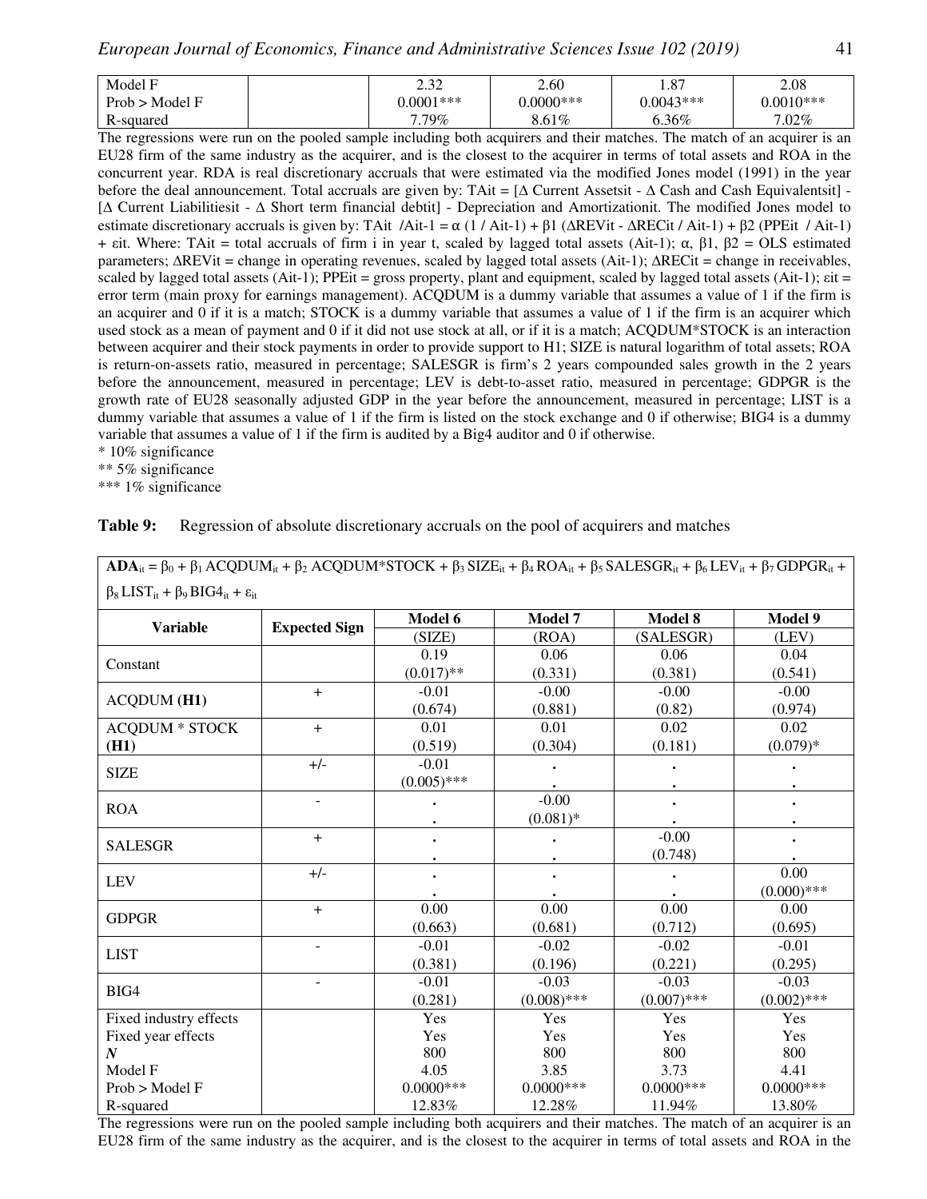| | | | | | |
|---|---|---|---|---|---|
| Model F | | 2.32 | 2.60 | 1.87 | 2.08 |
| Prob > Model F | | 0.0001*** | 0.0000*** | 0.0043*** | 0.0010*** |
| R-squared | | 7.79% | 8.61% | 6.36% | 7.02% |

The regressions were run on the pooled sample including both acquirers and their matches. The match of an acquirer is an EU28 firm of the same industry as the acquirer, and is the closest to the acquirer in terms of total assets and ROA in the concurrent year. RDA is real discretionary accruals that were estimated via the modified Jones model (1991) in the year before the deal announcement. Total accruals are given by: TAit = [Δ Current Assetsit - Δ Cash and Cash Equivalentsit] - [Δ Current Liabilitiesit - Δ Short term financial debtit] - Depreciation and Amortizationit. The modified Jones model to estimate discretionary accruals is given by: TAit /Ait-1 = α (1 / Ait-1) + β1 (ΔREVit - ΔRECit / Ait-1) + β2 (PPEit / Ait-1) + εit. Where: TAit = total accruals of firm i in year t, scaled by lagged total assets (Ait-1); α, β1, β2 = OLS estimated parameters; ΔREVit = change in operating revenues, scaled by lagged total assets (Ait-1); ΔRECit = change in receivables, scaled by lagged total assets (Ait-1); PPEit = gross property, plant and equipment, scaled by lagged total assets (Ait-1); εit = error term (main proxy for earnings management). ACQDUM is a dummy variable that assumes a value of 1 if the firm is an acquirer and 0 if it is a match; STOCK is a dummy variable that assumes a value of 1 if the firm is an acquirer which used stock as a mean of payment and 0 if it did not use stock at all, or if it is a match; ACQDUM*STOCK is an interaction between acquirer and their stock payments in order to provide support to H1; SIZE is natural logarithm of total assets; ROA is return-on-assets ratio, measured in percentage; SALESGR is firm's 2 years compounded sales growth in the 2 years before the announcement, measured in percentage; LEV is debt-to-asset ratio, measured in percentage; GDPGR is the growth rate of EU28 seasonally adjusted GDP in the year before the announcement, measured in percentage; LIST is a dummy variable that assumes a value of 1 if the firm is listed on the stock exchange and 0 if otherwise; BIG4 is a dummy variable that assumes a value of 1 if the firm is audited by a Big4 auditor and 0 if otherwise.

\* 10% significance

\*\* 5% significance

\*\*\* 1% significance

**Table 9:** Regression of absolute discretionary accruals on the pool of acquirers and matches

$$ADA_{it} = \beta_0 + \beta_1\,ACQDUM_{it} + \beta_2\,ACQDUM{*}STOCK + \beta_3\,SIZE_{it} + \beta_4\,ROA_{it} + \beta_5\,SALESGR_{it} + \beta_6\,LEV_{it} + \beta_7\,GDPGR_{it} + \beta_8\,LIST_{it} + \beta_9\,BIG4_{it} + \varepsilon_{it}$$

| Variable | Expected Sign | Model 6 (SIZE) | Model 7 (ROA) | Model 8 (SALESGR) | Model 9 (LEV) |
|---|---|---|---|---|---|
| Constant | | 0.19<br>(0.017)** | 0.06<br>(0.331) | 0.06<br>(0.381) | 0.04<br>(0.541) |
| ACQDUM **(H1)** | + | -0.01<br>(0.674) | -0.00<br>(0.881) | -0.00<br>(0.82) | -0.00<br>(0.974) |
| ACQDUM * STOCK **(H1)** | + | 0.01<br>(0.519) | 0.01<br>(0.304) | 0.02<br>(0.181) | 0.02<br>(0.079)* |
| SIZE | +/- | -0.01<br>(0.005)*** | .<br>. | .<br>. | .<br>. |
| ROA | - | .<br>. | -0.00<br>(0.081)* | .<br>. | .<br>. |
| SALESGR | + | .<br>. | .<br>. | -0.00<br>(0.748) | .<br>. |
| LEV | +/- | .<br>. | .<br>. | .<br>. | 0.00<br>(0.000)*** |
| GDPGR | + | 0.00<br>(0.663) | 0.00<br>(0.681) | 0.00<br>(0.712) | 0.00<br>(0.695) |
| LIST | - | -0.01<br>(0.381) | -0.02<br>(0.196) | -0.02<br>(0.221) | -0.01<br>(0.295) |
| BIG4 | - | -0.01<br>(0.281) | -0.03<br>(0.008)*** | -0.03<br>(0.007)*** | -0.03<br>(0.002)*** |
| Fixed industry effects | | Yes | Yes | Yes | Yes |
| Fixed year effects | | Yes | Yes | Yes | Yes |
| ***N*** | | 800 | 800 | 800 | 800 |
| Model F | | 4.05 | 3.85 | 3.73 | 4.41 |
| Prob > Model F | | 0.0000*** | 0.0000*** | 0.0000*** | 0.0000*** |
| R-squared | | 12.83% | 12.28% | 11.94% | 13.80% |

The regressions were run on the pooled sample including both acquirers and their matches. The match of an acquirer is an EU28 firm of the same industry as the acquirer, and is the closest to the acquirer in terms of total assets and ROA in the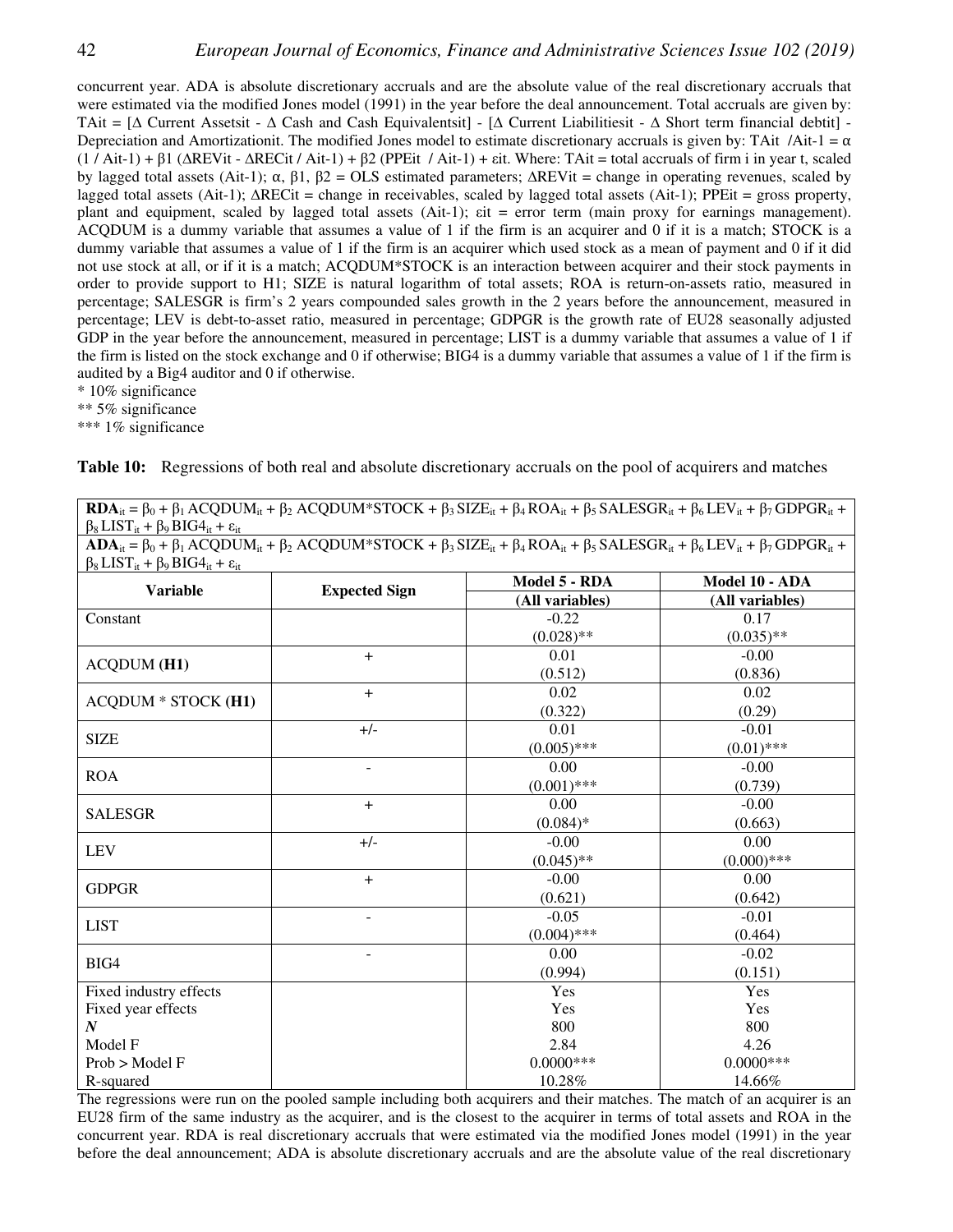concurrent year. ADA is absolute discretionary accruals and are the absolute value of the real discretionary accruals that were estimated via the modified Jones model (1991) in the year before the deal announcement. Total accruals are given by: $TA_{it}$ = [Δ Current $Assets_{it}$ - Δ Cash and Cash $Equivalents_{it}$] - [Δ Current $Liabilities_{it}$ - Δ Short term financial $debt_{it}$] - Depreciation and $Amortization_{it}$. The modified Jones model to estimate discretionary accruals is given by: $TA_{it} / A_{it-1} = \alpha (1 / A_{it-1}) + \beta 1 (\Delta REV_{it} - \Delta REC_{it} / A_{it-1}) + \beta 2 (PPE_{it} / A_{it-1}) + \varepsilon_{it}$. Where: $TA_{it}$ = total accruals of firm i in year t, scaled by lagged total assets ($A_{it-1}$); α, β1, β2 = OLS estimated parameters; $\Delta REV_{it}$ = change in operating revenues, scaled by lagged total assets ($A_{it-1}$); $\Delta REC_{it}$ = change in receivables, scaled by lagged total assets ($A_{it-1}$); $PPE_{it}$ = gross property, plant and equipment, scaled by lagged total assets ($A_{it-1}$); $\varepsilon_{it}$ = error term (main proxy for earnings management). ACQDUM is a dummy variable that assumes a value of 1 if the firm is an acquirer and 0 if it is a match; STOCK is a dummy variable that assumes a value of 1 if the firm is an acquirer which used stock as a mean of payment and 0 if it did not use stock at all, or if it is a match; ACQDUM*STOCK is an interaction between acquirer and their stock payments in order to provide support to H1; SIZE is natural logarithm of total assets; ROA is return-on-assets ratio, measured in percentage; SALESGR is firm's 2 years compounded sales growth in the 2 years before the announcement, measured in percentage; LEV is debt-to-asset ratio, measured in percentage; GDPGR is the growth rate of EU28 seasonally adjusted GDP in the year before the announcement, measured in percentage; LIST is a dummy variable that assumes a value of 1 if the firm is listed on the stock exchange and 0 if otherwise; BIG4 is a dummy variable that assumes a value of 1 if the firm is audited by a Big4 auditor and 0 if otherwise.

\* 10% significance
\*\* 5% significance
\*\*\* 1% significance

**Table 10:** Regressions of both real and absolute discretionary accruals on the pool of acquirers and matches

$$RDA_{it} = \beta_0 + \beta_1 ACQDUM_{it} + \beta_2 ACQDUM*STOCK + \beta_3 SIZE_{it} + \beta_4 ROA_{it} + \beta_5 SALESGR_{it} + \beta_6 LEV_{it} + \beta_7 GDPGR_{it} + \beta_8 LIST_{it} + \beta_9 BIG4_{it} + \varepsilon_{it}$$

$$ADA_{it} = \beta_0 + \beta_1 ACQDUM_{it} + \beta_2 ACQDUM*STOCK + \beta_3 SIZE_{it} + \beta_4 ROA_{it} + \beta_5 SALESGR_{it} + \beta_6 LEV_{it} + \beta_7 GDPGR_{it} + \beta_8 LIST_{it} + \beta_9 BIG4_{it} + \varepsilon_{it}$$

| Variable | Expected Sign | Model 5 - RDA (All variables) | Model 10 - ADA (All variables) |
|---|---|---|---|
| Constant | | -0.22 (0.028)** | 0.17 (0.035)** |
| ACQDUM (**H1**) | + | 0.01 (0.512) | -0.00 (0.836) |
| ACQDUM * STOCK (**H1**) | + | 0.02 (0.322) | 0.02 (0.29) |
| SIZE | +/- | 0.01 (0.005)*** | -0.01 (0.01)*** |
| ROA | - | 0.00 (0.001)*** | -0.00 (0.739) |
| SALESGR | + | 0.00 (0.084)* | -0.00 (0.663) |
| LEV | +/- | -0.00 (0.045)** | 0.00 (0.000)*** |
| GDPGR | + | -0.00 (0.621) | 0.00 (0.642) |
| LIST | - | -0.05 (0.004)*** | -0.01 (0.464) |
| BIG4 | - | 0.00 (0.994) | -0.02 (0.151) |
| Fixed industry effects | | Yes | Yes |
| Fixed year effects | | Yes | Yes |
| ***N*** | | 800 | 800 |
| Model F | | 2.84 | 4.26 |
| Prob > Model F | | 0.0000*** | 0.0000*** |
| R-squared | | 10.28% | 14.66% |

The regressions were run on the pooled sample including both acquirers and their matches. The match of an acquirer is an EU28 firm of the same industry as the acquirer, and is the closest to the acquirer in terms of total assets and ROA in the concurrent year. RDA is real discretionary accruals that were estimated via the modified Jones model (1991) in the year before the deal announcement; ADA is absolute discretionary accruals and are the absolute value of the real discretionary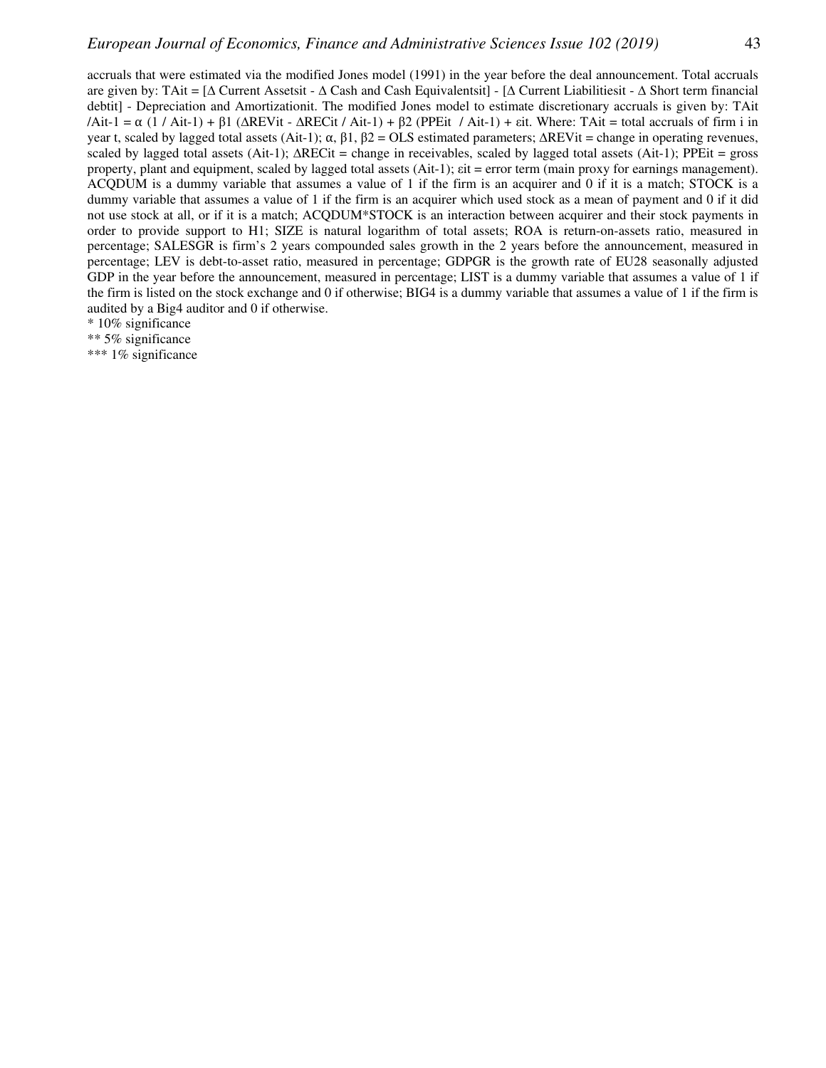accruals that were estimated via the modified Jones model (1991) in the year before the deal announcement. Total accruals are given by: $TA_{it}$ = [Δ Current $Assets_{it}$ - Δ Cash and Cash $Equivalents_{it}$] - [Δ Current $Liabilities_{it}$ - Δ Short term financial $debt_{it}$] - Depreciation and $Amortization_{it}$. The modified Jones model to estimate discretionary accruals is given by: $TA_{it} / A_{it-1} = \alpha (1 / A_{it-1}) + \beta_1 (\Delta REV_{it} - \Delta REC_{it} / A_{it-1}) + \beta_2 (PPE_{it} / A_{it-1}) + \varepsilon_{it}$. Where: $TA_{it}$ = total accruals of firm i in year t, scaled by lagged total assets ($A_{it-1}$); α, $\beta_1$, $\beta_2$ = OLS estimated parameters; $\Delta REV_{it}$ = change in operating revenues, scaled by lagged total assets ($A_{it-1}$); $\Delta REC_{it}$ = change in receivables, scaled by lagged total assets ($A_{it-1}$); $PPE_{it}$ = gross property, plant and equipment, scaled by lagged total assets ($A_{it-1}$); $\varepsilon_{it}$ = error term (main proxy for earnings management). ACQDUM is a dummy variable that assumes a value of 1 if the firm is an acquirer and 0 if it is a match; STOCK is a dummy variable that assumes a value of 1 if the firm is an acquirer which used stock as a mean of payment and 0 if it did not use stock at all, or if it is a match; ACQDUM*STOCK is an interaction between acquirer and their stock payments in order to provide support to H1; SIZE is natural logarithm of total assets; ROA is return-on-assets ratio, measured in percentage; SALESGR is firm's 2 years compounded sales growth in the 2 years before the announcement, measured in percentage; LEV is debt-to-asset ratio, measured in percentage; GDPGR is the growth rate of EU28 seasonally adjusted GDP in the year before the announcement, measured in percentage; LIST is a dummy variable that assumes a value of 1 if the firm is listed on the stock exchange and 0 if otherwise; BIG4 is a dummy variable that assumes a value of 1 if the firm is audited by a Big4 auditor and 0 if otherwise.

\* 10% significance  
\*\* 5% significance  
\*\*\* 1% significance